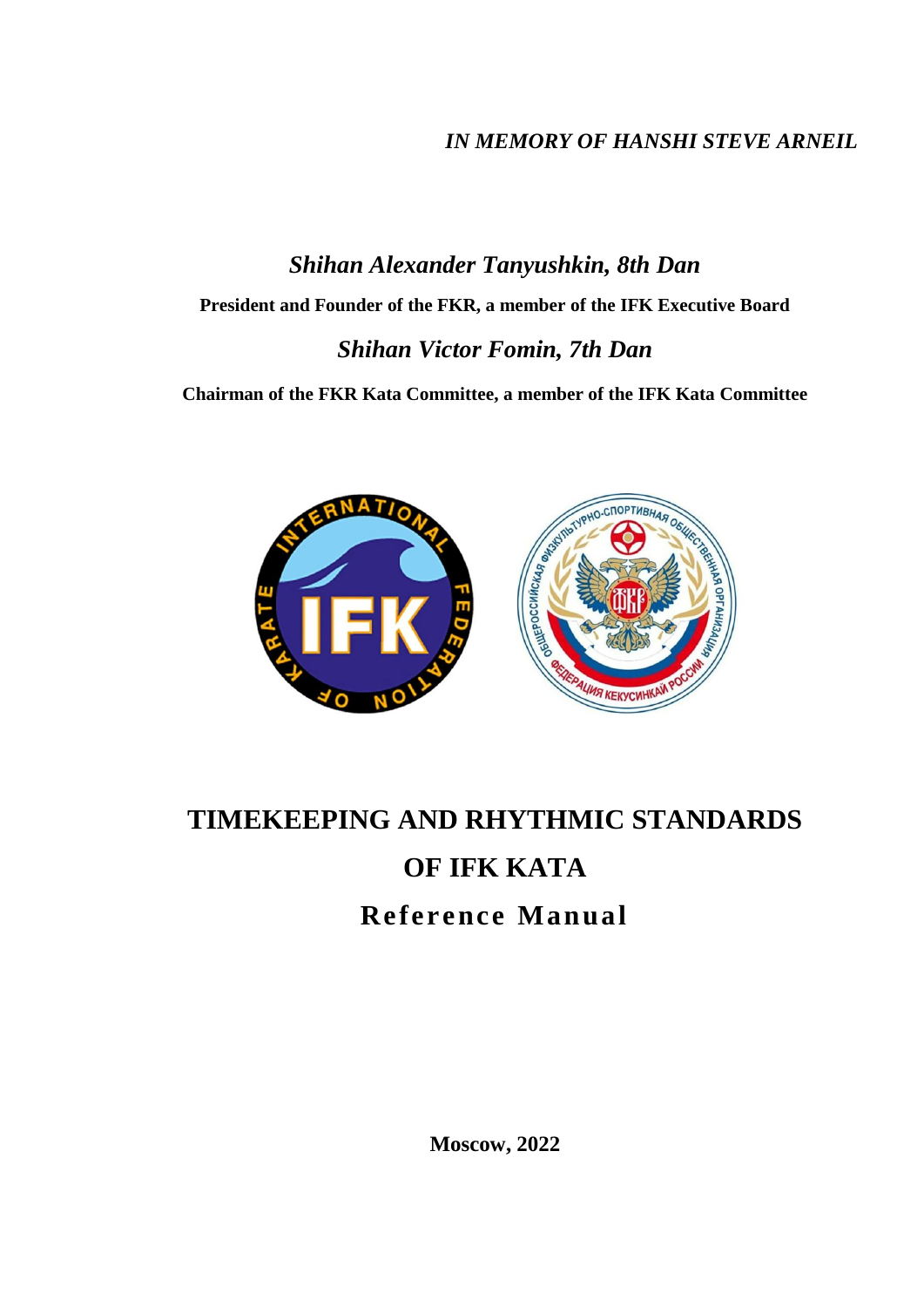*IN MEMORY OF HANSHI STEVE ARNEIL*

*Shihan Alexander Tanyushkin, 8th Dan*

**President and Founder of the FKR, a member of the IFK Executive Board**

*Shihan Victor Fomin, 7th Dan*

**Chairman of the FKR Kata Committee, a member of the IFK Kata Committee**

# TIMEKEEPING AND RHYTHMIC STANDARDS OF IFK KATA

## Reference Manual

**Moscow, 2022**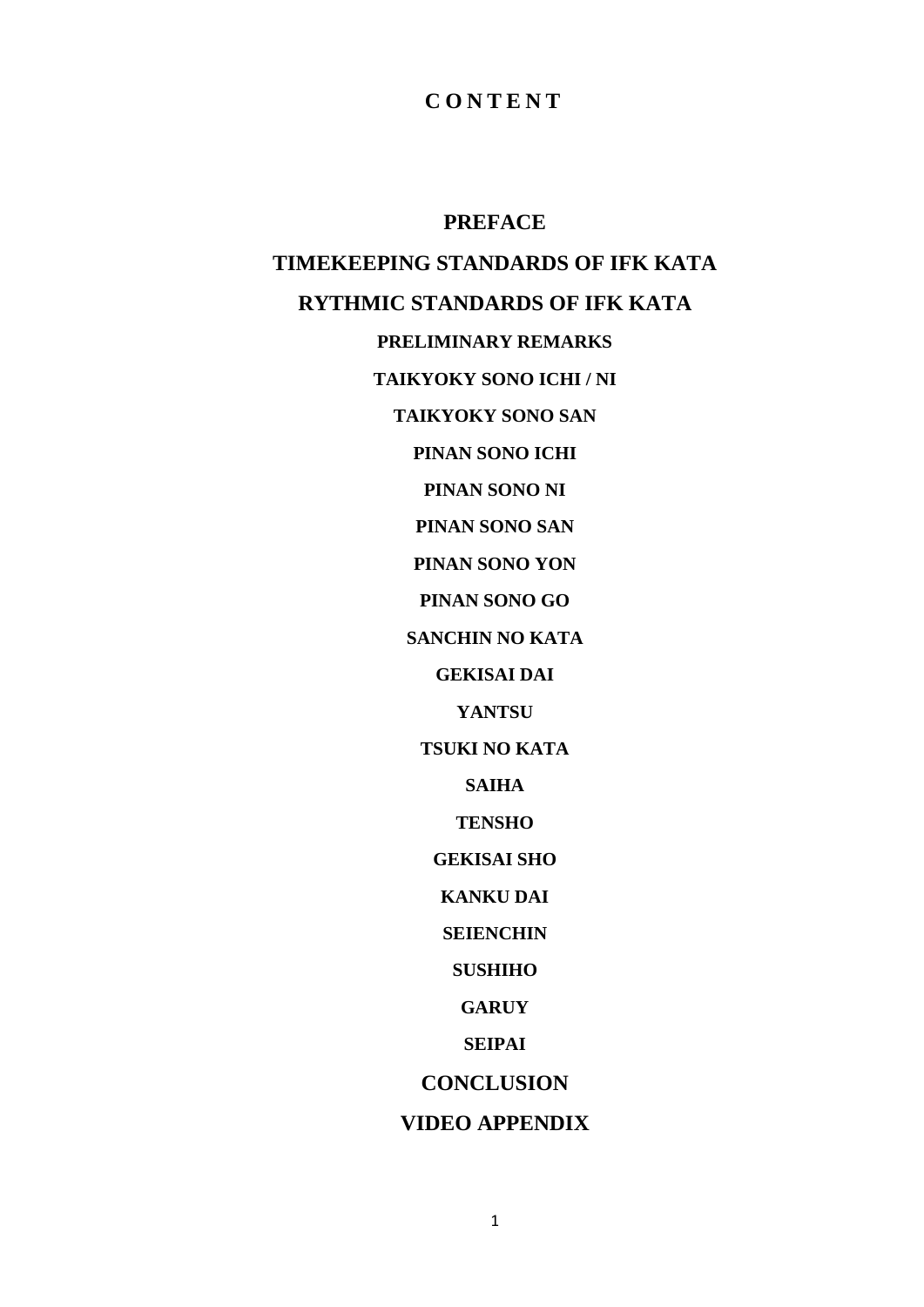# C O N T E N T

**PREFACE**

**TIMEKEEPING STANDARDS OF IFK KATA**

**RYTHMIC STANDARDS OF IFK KATA**

**PRELIMINARY REMARKS**

**TAIKYOKY SONO ICHI / NI**

**TAIKYOKY SONO SAN**

**PINAN SONO ICHI**

**PINAN SONO NI**

**PINAN SONO SAN**

**PINAN SONO YON**

**PINAN SONO GO**

**SANCHIN NO KATA**

**GEKISAI DAI**

**YANTSU**

**TSUKI NO KATA**

**SAIHA**

**TENSHO**

**GEKISAI SHO**

**KANKU DAI**

**SEIENCHIN**

**SUSHIHO**

**GARUY**

**SEIPAI**

**CONCLUSION**

**VIDEO APPENDIX**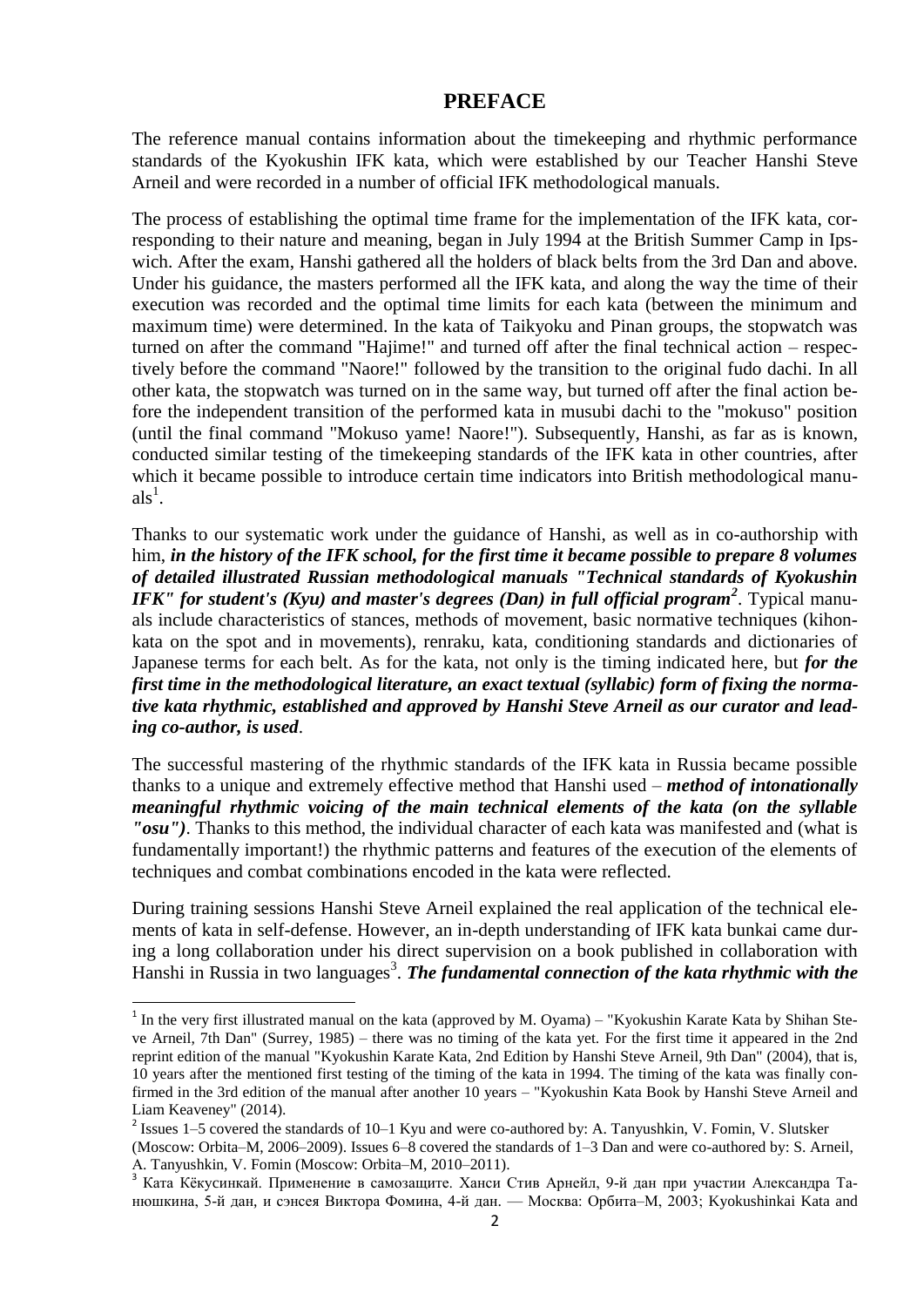# PREFACE

The reference manual contains information about the timekeeping and rhythmic performance standards of the Kyokushin IFK kata, which were established by our Teacher Hanshi Steve Arneil and were recorded in a number of official IFK methodological manuals.

The process of establishing the optimal time frame for the implementation of the IFK kata, corresponding to their nature and meaning, began in July 1994 at the British Summer Camp in Ipswich. After the exam, Hanshi gathered all the holders of black belts from the 3rd Dan and above. Under his guidance, the masters performed all the IFK kata, and along the way the time of their execution was recorded and the optimal time limits for each kata (between the minimum and maximum time) were determined. In the kata of Taikyoku and Pinan groups, the stopwatch was turned on after the command "Hajime!" and turned off after the final technical action – respectively before the command "Naore!" followed by the transition to the original fudo dachi. In all other kata, the stopwatch was turned on in the same way, but turned off after the final action before the independent transition of the performed kata in musubi dachi to the "mokuso" position (until the final command "Mokuso yame! Naore!"). Subsequently, Hanshi, as far as is known, conducted similar testing of the timekeeping standards of the IFK kata in other countries, after which it became possible to introduce certain time indicators into British methodological manuals[1].

Thanks to our systematic work under the guidance of Hanshi, as well as in co-authorship with him, ***in the history of the IFK school, for the first time it became possible to prepare 8 volumes of detailed illustrated Russian methodological manuals "Technical standards of Kyokushin IFK" for student's (Kyu) and master's degrees (Dan) in full official program[2]***. Typical manuals include characteristics of stances, methods of movement, basic normative techniques (kihon-kata on the spot and in movements), renraku, kata, conditioning standards and dictionaries of Japanese terms for each belt. As for the kata, not only is the timing indicated here, but ***for the first time in the methodological literature, an exact textual (syllabic) form of fixing the normative kata rhythmic, established and approved by Hanshi Steve Arneil as our curator and leading co-author, is used***.

The successful mastering of the rhythmic standards of the IFK kata in Russia became possible thanks to a unique and extremely effective method that Hanshi used – ***method of intonationally meaningful rhythmic voicing of the main technical elements of the kata (on the syllable "osu")***. Thanks to this method, the individual character of each kata was manifested and (what is fundamentally important!) the rhythmic patterns and features of the execution of the elements of techniques and combat combinations encoded in the kata were reflected.

During training sessions Hanshi Steve Arneil explained the real application of the technical elements of kata in self-defense. However, an in-depth understanding of IFK kata bunkai came during a long collaboration under his direct supervision on a book published in collaboration with Hanshi in Russia in two languages[3]. ***The fundamental connection of the kata rhythmic with the***

---

[1] In the very first illustrated manual on the kata (approved by M. Oyama) – "Kyokushin Karate Kata by Shihan Steve Arneil, 7th Dan" (Surrey, 1985) – there was no timing of the kata yet. For the first time it appeared in the 2nd reprint edition of the manual "Kyokushin Karate Kata, 2nd Edition by Hanshi Steve Arneil, 9th Dan" (2004), that is, 10 years after the mentioned first testing of the timing of the kata in 1994. The timing of the kata was finally confirmed in the 3rd edition of the manual after another 10 years – "Kyokushin Kata Book by Hanshi Steve Arneil and Liam Keaveney" (2014).

[2] Issues 1–5 covered the standards of 10–1 Kyu and were co-authored by: A. Tanyushkin, V. Fomin, V. Slutsker (Moscow: Orbita–M, 2006–2009). Issues 6–8 covered the standards of 1–3 Dan and were co-authored by: S. Arneil, A. Tanyushkin, V. Fomin (Moscow: Orbita–M, 2010–2011).

[3] Ката Кёкусинкай. Применение в самозащите. Ханси Стив Арнейл, 9-й дан при участии Александра Танюшкина, 5-й дан, и сэнсея Виктора Фомина, 4-й дан. — Москва: Орбита–М, 2003; Kyokushinkai Kata and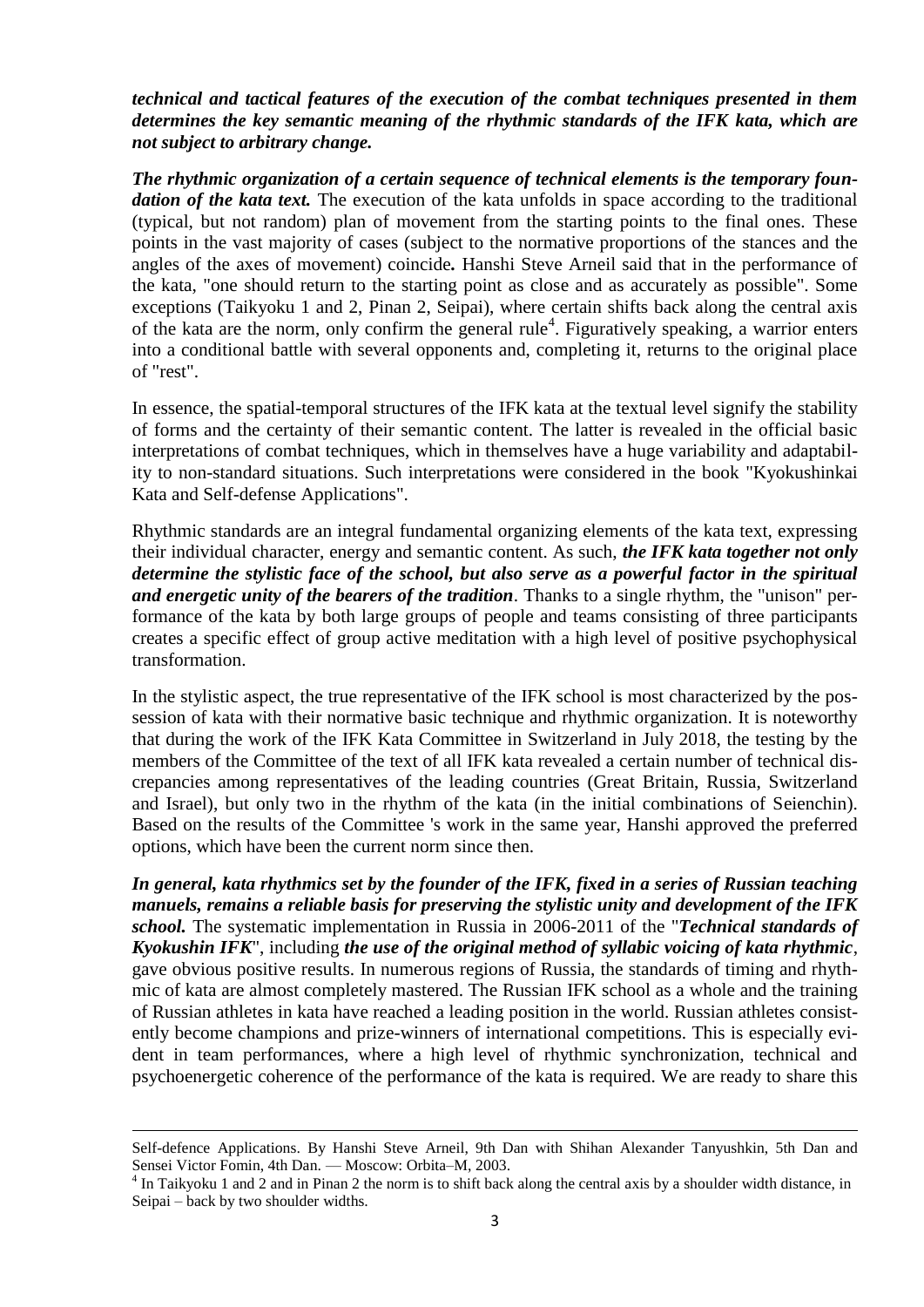***technical and tactical features of the execution of the combat techniques presented in them determines the key semantic meaning of the rhythmic standards of the IFK kata, which are not subject to arbitrary change.***

***The rhythmic organization of a certain sequence of technical elements is the temporary foundation of the kata text.*** The execution of the kata unfolds in space according to the traditional (typical, but not random) plan of movement from the starting points to the final ones. These points in the vast majority of cases (subject to the normative proportions of the stances and the angles of the axes of movement) coincide**.** Hanshi Steve Arneil said that in the performance of the kata, "one should return to the starting point as close and as accurately as possible". Some exceptions (Taikyoku 1 and 2, Pinan 2, Seipai), where certain shifts back along the central axis of the kata are the norm, only confirm the general rule[4]. Figuratively speaking, a warrior enters into a conditional battle with several opponents and, completing it, returns to the original place of "rest".

In essence, the spatial-temporal structures of the IFK kata at the textual level signify the stability of forms and the certainty of their semantic content. The latter is revealed in the official basic interpretations of combat techniques, which in themselves have a huge variability and adaptability to non-standard situations. Such interpretations were considered in the book "Kyokushinkai Kata and Self-defense Applications".

Rhythmic standards are an integral fundamental organizing elements of the kata text, expressing their individual character, energy and semantic content. As such, ***the IFK kata together not only determine the stylistic face of the school, but also serve as a powerful factor in the spiritual and energetic unity of the bearers of the tradition***. Thanks to a single rhythm, the "unison" performance of the kata by both large groups of people and teams consisting of three participants creates a specific effect of group active meditation with a high level of positive psychophysical transformation.

In the stylistic aspect, the true representative of the IFK school is most characterized by the possession of kata with their normative basic technique and rhythmic organization. It is noteworthy that during the work of the IFK Kata Committee in Switzerland in July 2018, the testing by the members of the Committee of the text of all IFK kata revealed a certain number of technical discrepancies among representatives of the leading countries (Great Britain, Russia, Switzerland and Israel), but only two in the rhythm of the kata (in the initial combinations of Seienchin). Based on the results of the Committee 's work in the same year, Hanshi approved the preferred options, which have been the current norm since then.

***In general, kata rhythmics set by the founder of the IFK, fixed in a series of Russian teaching manuels, remains a reliable basis for preserving the stylistic unity and development of the IFK school.*** The systematic implementation in Russia in 2006-2011 of the "***Technical standards of Kyokushin IFK***", including ***the use of the original method of syllabic voicing of kata rhythmic***, gave obvious positive results. In numerous regions of Russia, the standards of timing and rhythmic of kata are almost completely mastered. The Russian IFK school as a whole and the training of Russian athletes in kata have reached a leading position in the world. Russian athletes consistently become champions and prize-winners of international competitions. This is especially evident in team performances, where a high level of rhythmic synchronization, technical and psychoenergetic coherence of the performance of the kata is required. We are ready to share this

---

Self-defence Applications. By Hanshi Steve Arneil, 9th Dan with Shihan Alexander Tanyushkin, 5th Dan and Sensei Victor Fomin, 4th Dan. — Moscow: Orbita–M, 2003.

[4] In Taikyoku 1 and 2 and in Pinan 2 the norm is to shift back along the central axis by a shoulder width distance, in Seipai – back by two shoulder widths.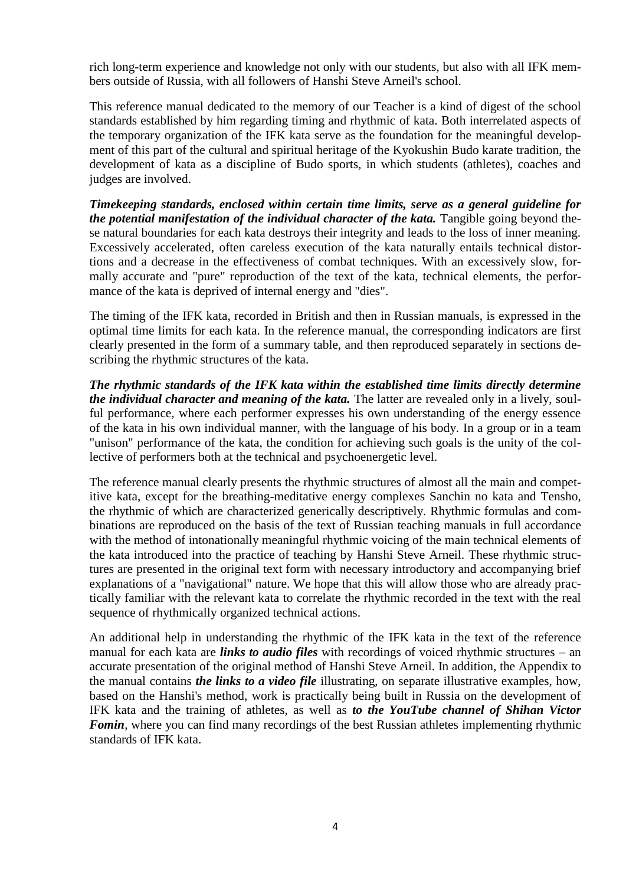rich long-term experience and knowledge not only with our students, but also with all IFK members outside of Russia, with all followers of Hanshi Steve Arneil's school.

This reference manual dedicated to the memory of our Teacher is a kind of digest of the school standards established by him regarding timing and rhythmic of kata. Both interrelated aspects of the temporary organization of the IFK kata serve as the foundation for the meaningful development of this part of the cultural and spiritual heritage of the Kyokushin Budo karate tradition, the development of kata as a discipline of Budo sports, in which students (athletes), coaches and judges are involved.

***Timekeeping standards, enclosed within certain time limits, serve as a general guideline for the potential manifestation of the individual character of the kata.*** Tangible going beyond these natural boundaries for each kata destroys their integrity and leads to the loss of inner meaning. Excessively accelerated, often careless execution of the kata naturally entails technical distortions and a decrease in the effectiveness of combat techniques. With an excessively slow, formally accurate and "pure" reproduction of the text of the kata, technical elements, the performance of the kata is deprived of internal energy and "dies".

The timing of the IFK kata, recorded in British and then in Russian manuals, is expressed in the optimal time limits for each kata. In the reference manual, the corresponding indicators are first clearly presented in the form of a summary table, and then reproduced separately in sections describing the rhythmic structures of the kata.

***The rhythmic standards of the IFK kata within the established time limits directly determine the individual character and meaning of the kata.*** The latter are revealed only in a lively, soulful performance, where each performer expresses his own understanding of the energy essence of the kata in his own individual manner, with the language of his body. In a group or in a team "unison" performance of the kata, the condition for achieving such goals is the unity of the collective of performers both at the technical and psychoenergetic level.

The reference manual clearly presents the rhythmic structures of almost all the main and competitive kata, except for the breathing-meditative energy complexes Sanchin no kata and Tensho, the rhythmic of which are characterized generically descriptively. Rhythmic formulas and combinations are reproduced on the basis of the text of Russian teaching manuals in full accordance with the method of intonationally meaningful rhythmic voicing of the main technical elements of the kata introduced into the practice of teaching by Hanshi Steve Arneil. These rhythmic structures are presented in the original text form with necessary introductory and accompanying brief explanations of a "navigational" nature. We hope that this will allow those who are already practically familiar with the relevant kata to correlate the rhythmic recorded in the text with the real sequence of rhythmically organized technical actions.

An additional help in understanding the rhythmic of the IFK kata in the text of the reference manual for each kata are ***links to audio files*** with recordings of voiced rhythmic structures – an accurate presentation of the original method of Hanshi Steve Arneil. In addition, the Appendix to the manual contains ***the links to a video file*** illustrating, on separate illustrative examples, how, based on the Hanshi's method, work is practically being built in Russia on the development of IFK kata and the training of athletes, as well as ***to the YouTube channel of Shihan Victor Fomin***, where you can find many recordings of the best Russian athletes implementing rhythmic standards of IFK kata.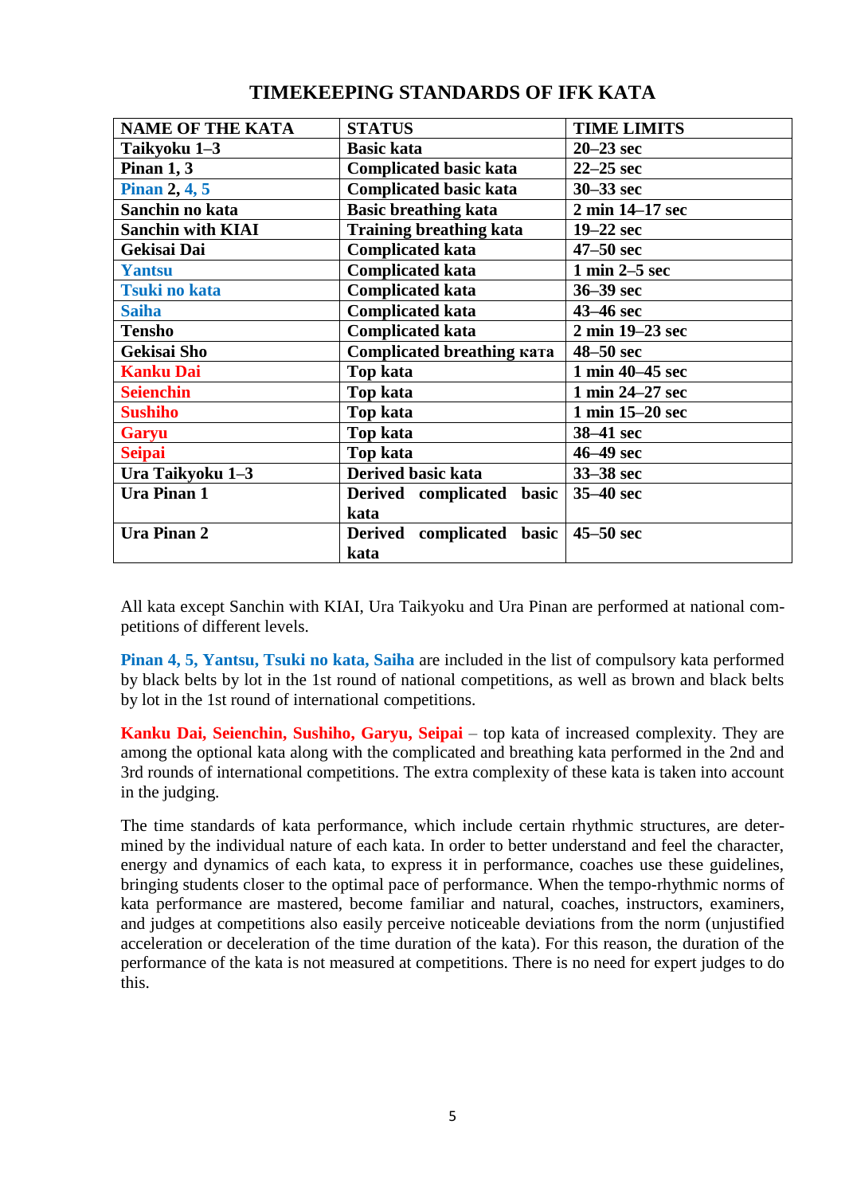# TIMEKEEPING STANDARDS OF IFK KATA

| NAME OF THE KATA | STATUS | TIME LIMITS |
| --- | --- | --- |
| Taikyoku 1–3 | Basic kata | 20–23 sec |
| Pinan 1, 3 | Complicated basic kata | 22–25 sec |
| Pinan 2, 4, 5 | Complicated basic kata | 30–33 sec |
| Sanchin no kata | Basic breathing kata | 2 min 14–17 sec |
| Sanchin with KIAI | Training breathing kata | 19–22 sec |
| Gekisai Dai | Complicated kata | 47–50 sec |
| Yantsu | Complicated kata | 1 min 2–5 sec |
| Tsuki no kata | Complicated kata | 36–39 sec |
| Saiha | Complicated kata | 43–46 sec |
| Tensho | Complicated kata | 2 min 19–23 sec |
| Gekisai Sho | Complicated breathing кata | 48–50 sec |
| Kanku Dai | Top kata | 1 min 40–45 sec |
| Seienchin | Top kata | 1 min 24–27 sec |
| Sushiho | Top kata | 1 min 15–20 sec |
| Garyu | Top kata | 38–41 sec |
| Seipai | Top kata | 46–49 sec |
| Ura Taikyoku 1–3 | Derived basic kata | 33–38 sec |
| Ura Pinan 1 | Derived complicated basic kata | 35–40 sec |
| Ura Pinan 2 | Derived complicated basic kata | 45–50 sec |

All kata except Sanchin with KIAI, Ura Taikyoku and Ura Pinan are performed at national competitions of different levels.

**Pinan 4, 5, Yantsu, Tsuki no kata, Saiha** are included in the list of compulsory kata performed by black belts by lot in the 1st round of national competitions, as well as brown and black belts by lot in the 1st round of international competitions.

**Kanku Dai, Seienchin, Sushiho, Garyu, Seipai** – top kata of increased complexity. They are among the optional kata along with the complicated and breathing kata performed in the 2nd and 3rd rounds of international competitions. The extra complexity of these kata is taken into account in the judging.

The time standards of kata performance, which include certain rhythmic structures, are determined by the individual nature of each kata. In order to better understand and feel the character, energy and dynamics of each kata, to express it in performance, coaches use these guidelines, bringing students closer to the optimal pace of performance. When the tempo-rhythmic norms of kata performance are mastered, become familiar and natural, coaches, instructors, examiners, and judges at competitions also easily perceive noticeable deviations from the norm (unjustified acceleration or deceleration of the time duration of the kata). For this reason, the duration of the performance of the kata is not measured at competitions. There is no need for expert judges to do this.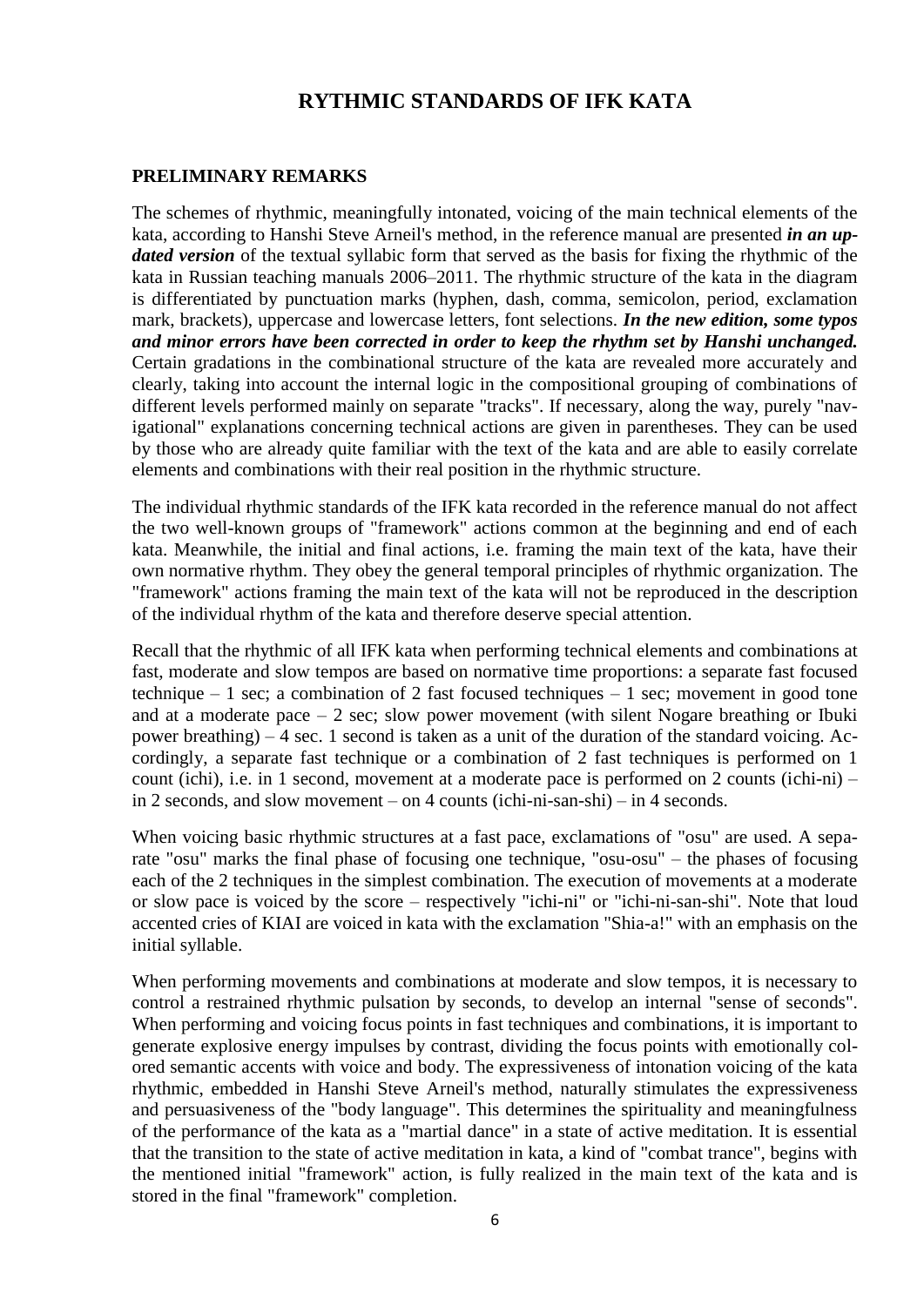# RYTHMIC STANDARDS OF IFK KATA

## PRELIMINARY REMARKS

The schemes of rhythmic, meaningfully intonated, voicing of the main technical elements of the kata, according to Hanshi Steve Arneil's method, in the reference manual are presented ***in an updated version*** of the textual syllabic form that served as the basis for fixing the rhythmic of the kata in Russian teaching manuals 2006–2011. The rhythmic structure of the kata in the diagram is differentiated by punctuation marks (hyphen, dash, comma, semicolon, period, exclamation mark, brackets), uppercase and lowercase letters, font selections. ***In the new edition, some typos and minor errors have been corrected in order to keep the rhythm set by Hanshi unchanged.*** Certain gradations in the combinational structure of the kata are revealed more accurately and clearly, taking into account the internal logic in the compositional grouping of combinations of different levels performed mainly on separate "tracks". If necessary, along the way, purely "navigational" explanations concerning technical actions are given in parentheses. They can be used by those who are already quite familiar with the text of the kata and are able to easily correlate elements and combinations with their real position in the rhythmic structure.

The individual rhythmic standards of the IFK kata recorded in the reference manual do not affect the two well-known groups of "framework" actions common at the beginning and end of each kata. Meanwhile, the initial and final actions, i.e. framing the main text of the kata, have their own normative rhythm. They obey the general temporal principles of rhythmic organization. The "framework" actions framing the main text of the kata will not be reproduced in the description of the individual rhythm of the kata and therefore deserve special attention.

Recall that the rhythmic of all IFK kata when performing technical elements and combinations at fast, moderate and slow tempos are based on normative time proportions: a separate fast focused technique – 1 sec; a combination of 2 fast focused techniques – 1 sec; movement in good tone and at a moderate pace – 2 sec; slow power movement (with silent Nogare breathing or Ibuki power breathing) – 4 sec. 1 second is taken as a unit of the duration of the standard voicing. Accordingly, a separate fast technique or a combination of 2 fast techniques is performed on 1 count (ichi), i.e. in 1 second, movement at a moderate pace is performed on 2 counts (ichi-ni) – in 2 seconds, and slow movement – on 4 counts (ichi-ni-san-shi) – in 4 seconds.

When voicing basic rhythmic structures at a fast pace, exclamations of "osu" are used. A separate "osu" marks the final phase of focusing one technique, "osu-osu" – the phases of focusing each of the 2 techniques in the simplest combination. The execution of movements at a moderate or slow pace is voiced by the score – respectively "ichi-ni" or "ichi-ni-san-shi". Note that loud accented cries of KIAI are voiced in kata with the exclamation "Shia-a!" with an emphasis on the initial syllable.

When performing movements and combinations at moderate and slow tempos, it is necessary to control a restrained rhythmic pulsation by seconds, to develop an internal "sense of seconds". When performing and voicing focus points in fast techniques and combinations, it is important to generate explosive energy impulses by contrast, dividing the focus points with emotionally colored semantic accents with voice and body. The expressiveness of intonation voicing of the kata rhythmic, embedded in Hanshi Steve Arneil's method, naturally stimulates the expressiveness and persuasiveness of the "body language". This determines the spirituality and meaningfulness of the performance of the kata as a "martial dance" in a state of active meditation. It is essential that the transition to the state of active meditation in kata, a kind of "combat trance", begins with the mentioned initial "framework" action, is fully realized in the main text of the kata and is stored in the final "framework" completion.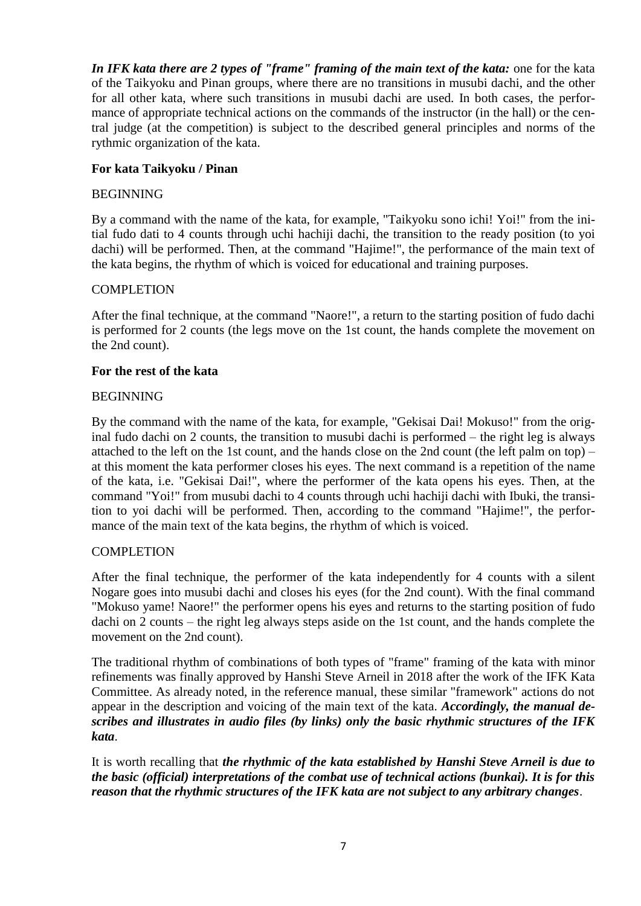***In IFK kata there are 2 types of "frame" framing of the main text of the kata:*** one for the kata of the Taikyoku and Pinan groups, where there are no transitions in musubi dachi, and the other for all other kata, where such transitions in musubi dachi are used. In both cases, the performance of appropriate technical actions on the commands of the instructor (in the hall) or the central judge (at the competition) is subject to the described general principles and norms of the rythmic organization of the kata.

**For kata Taikyoku / Pinan**

BEGINNING

By a command with the name of the kata, for example, "Taikyoku sono ichi! Yoi!" from the initial fudo dati to 4 counts through uchi hachiji dachi, the transition to the ready position (to yoi dachi) will be performed. Then, at the command "Hajime!", the performance of the main text of the kata begins, the rhythm of which is voiced for educational and training purposes.

COMPLETION

After the final technique, at the command "Naore!", a return to the starting position of fudo dachi is performed for 2 counts (the legs move on the 1st count, the hands complete the movement on the 2nd count).

**For the rest of the kata**

BEGINNING

By the command with the name of the kata, for example, "Gekisai Dai! Mokuso!" from the original fudo dachi on 2 counts, the transition to musubi dachi is performed – the right leg is always attached to the left on the 1st count, and the hands close on the 2nd count (the left palm on top) – at this moment the kata performer closes his eyes. The next command is a repetition of the name of the kata, i.e. "Gekisai Dai!", where the performer of the kata opens his eyes. Then, at the command "Yoi!" from musubi dachi to 4 counts through uchi hachiji dachi with Ibuki, the transition to yoi dachi will be performed. Then, according to the command "Hajime!", the performance of the main text of the kata begins, the rhythm of which is voiced.

COMPLETION

After the final technique, the performer of the kata independently for 4 counts with a silent Nogare goes into musubi dachi and closes his eyes (for the 2nd count). With the final command "Mokuso yame! Naore!" the performer opens his eyes and returns to the starting position of fudo dachi on 2 counts – the right leg always steps aside on the 1st count, and the hands complete the movement on the 2nd count).

The traditional rhythm of combinations of both types of "frame" framing of the kata with minor refinements was finally approved by Hanshi Steve Arneil in 2018 after the work of the IFK Kata Committee. As already noted, in the reference manual, these similar "framework" actions do not appear in the description and voicing of the main text of the kata. ***Accordingly, the manual describes and illustrates in audio files (by links) only the basic rhythmic structures of the IFK kata***.

It is worth recalling that ***the rhythmic of the kata established by Hanshi Steve Arneil is due to the basic (official) interpretations of the combat use of technical actions (bunkai). It is for this reason that the rhythmic structures of the IFK kata are not subject to any arbitrary changes***.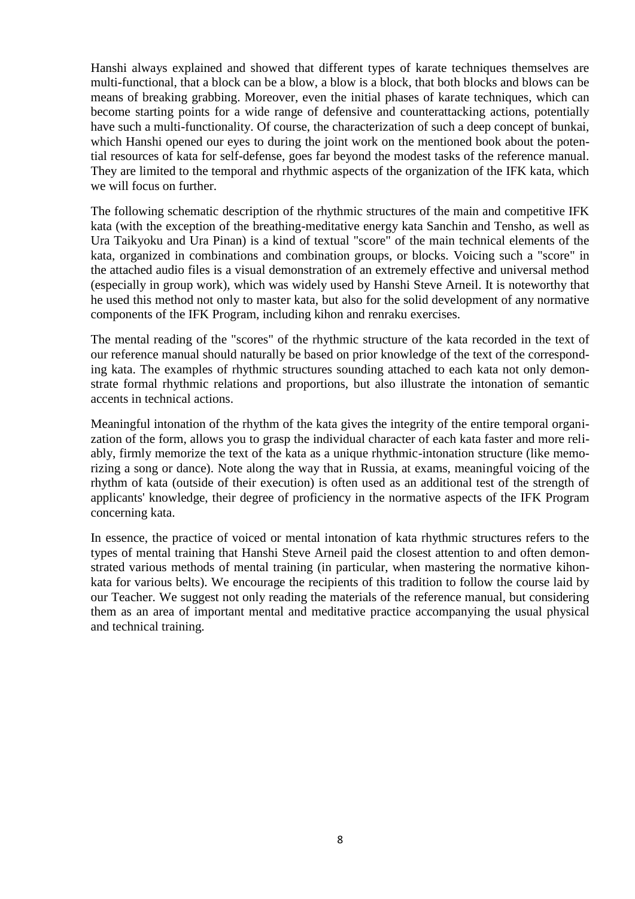Hanshi always explained and showed that different types of karate techniques themselves are multi-functional, that a block can be a blow, a blow is a block, that both blocks and blows can be means of breaking grabbing. Moreover, even the initial phases of karate techniques, which can become starting points for a wide range of defensive and counterattacking actions, potentially have such a multi-functionality. Of course, the characterization of such a deep concept of bunkai, which Hanshi opened our eyes to during the joint work on the mentioned book about the potential resources of kata for self-defense, goes far beyond the modest tasks of the reference manual. They are limited to the temporal and rhythmic aspects of the organization of the IFK kata, which we will focus on further.

The following schematic description of the rhythmic structures of the main and competitive IFK kata (with the exception of the breathing-meditative energy kata Sanchin and Tensho, as well as Ura Taikyoku and Ura Pinan) is a kind of textual "score" of the main technical elements of the kata, organized in combinations and combination groups, or blocks. Voicing such a "score" in the attached audio files is a visual demonstration of an extremely effective and universal method (especially in group work), which was widely used by Hanshi Steve Arneil. It is noteworthy that he used this method not only to master kata, but also for the solid development of any normative components of the IFK Program, including kihon and renraku exercises.

The mental reading of the "scores" of the rhythmic structure of the kata recorded in the text of our reference manual should naturally be based on prior knowledge of the text of the corresponding kata. The examples of rhythmic structures sounding attached to each kata not only demonstrate formal rhythmic relations and proportions, but also illustrate the intonation of semantic accents in technical actions.

Meaningful intonation of the rhythm of the kata gives the integrity of the entire temporal organization of the form, allows you to grasp the individual character of each kata faster and more reliably, firmly memorize the text of the kata as a unique rhythmic-intonation structure (like memorizing a song or dance). Note along the way that in Russia, at exams, meaningful voicing of the rhythm of kata (outside of their execution) is often used as an additional test of the strength of applicants' knowledge, their degree of proficiency in the normative aspects of the IFK Program concerning kata.

In essence, the practice of voiced or mental intonation of kata rhythmic structures refers to the types of mental training that Hanshi Steve Arneil paid the closest attention to and often demonstrated various methods of mental training (in particular, when mastering the normative kihon-kata for various belts). We encourage the recipients of this tradition to follow the course laid by our Teacher. We suggest not only reading the materials of the reference manual, but considering them as an area of important mental and meditative practice accompanying the usual physical and technical training.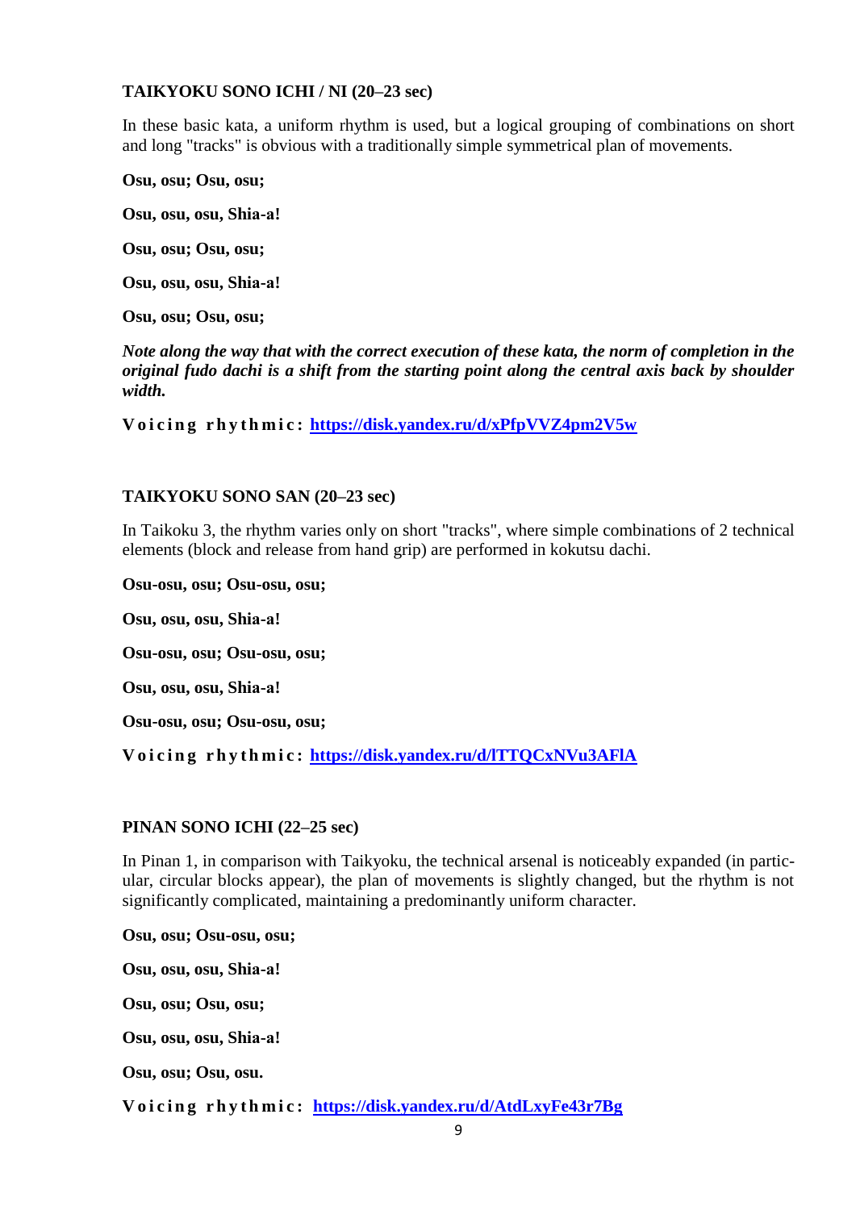### TAIKYOKU SONO ICHI / NI (20–23 sec)

In these basic kata, a uniform rhythm is used, but a logical grouping of combinations on short and long "tracks" is obvious with a traditionally simple symmetrical plan of movements.

**Osu, osu; Osu, osu;**

**Osu, osu, osu, Shia-a!**

**Osu, osu; Osu, osu;**

**Osu, osu, osu, Shia-a!**

**Osu, osu; Osu, osu;**

***Note along the way that with the correct execution of these kata, the norm of completion in the original fudo dachi is a shift from the starting point along the central axis back by shoulder width.***

**Voicing rhythmic: https://disk.yandex.ru/d/xPfpVVZ4pm2V5w**

### TAIKYOKU SONO SAN (20–23 sec)

In Taikoku 3, the rhythm varies only on short "tracks", where simple combinations of 2 technical elements (block and release from hand grip) are performed in kokutsu dachi.

**Osu-osu, osu; Osu-osu, osu;**

**Osu, osu, osu, Shia-a!**

**Osu-osu, osu; Osu-osu, osu;**

**Osu, osu, osu, Shia-a!**

**Osu-osu, osu; Osu-osu, osu;**

**Voicing rhythmic: https://disk.yandex.ru/d/lTTQCxNVu3AFlA**

### PINAN SONO ICHI (22–25 sec)

In Pinan 1, in comparison with Taikyoku, the technical arsenal is noticeably expanded (in particular, circular blocks appear), the plan of movements is slightly changed, but the rhythm is not significantly complicated, maintaining a predominantly uniform character.

**Osu, osu; Osu-osu, osu;**

**Osu, osu, osu, Shia-a!**

**Osu, osu; Osu, osu;**

**Osu, osu, osu, Shia-a!**

**Osu, osu; Osu, osu.**

**Voicing rhythmic: https://disk.yandex.ru/d/AtdLxyFe43r7Bg**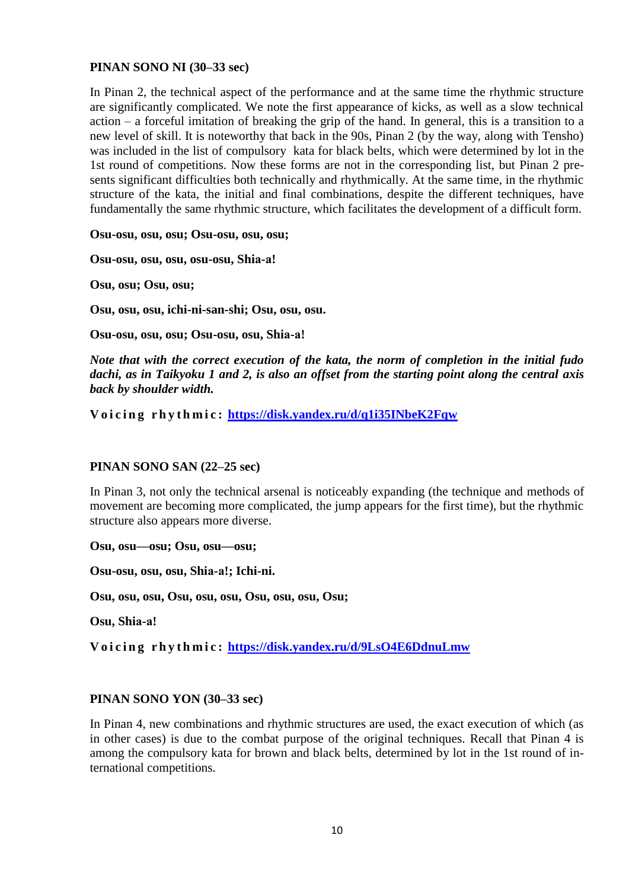**PINAN SONO NI (30–33 sec)**

In Pinan 2, the technical aspect of the performance and at the same time the rhythmic structure are significantly complicated. We note the first appearance of kicks, as well as a slow technical action – a forceful imitation of breaking the grip of the hand. In general, this is a transition to a new level of skill. It is noteworthy that back in the 90s, Pinan 2 (by the way, along with Tensho) was included in the list of compulsory kata for black belts, which were determined by lot in the 1st round of competitions. Now these forms are not in the corresponding list, but Pinan 2 presents significant difficulties both technically and rhythmically. At the same time, in the rhythmic structure of the kata, the initial and final combinations, despite the different techniques, have fundamentally the same rhythmic structure, which facilitates the development of a difficult form.

**Osu-osu, osu, osu; Osu-osu, osu, osu;**

**Osu-osu, osu, osu, osu-osu, Shia-a!**

**Osu, osu; Osu, osu;**

**Osu, osu, osu, ichi-ni-san-shi; Osu, osu, osu.**

**Osu-osu, osu, osu; Osu-osu, osu, Shia-a!**

***Note that with the correct execution of the kata, the norm of completion in the initial fudo dachi, as in Taikyoku 1 and 2, is also an offset from the starting point along the central axis back by shoulder width.***

**Voicing rhythmic: [https://disk.yandex.ru/d/q1i35INbeK2Fqw](https://disk.yandex.ru/d/q1i35INbeK2Fqw)**

**PINAN SONO SAN (22–25 sec)**

In Pinan 3, not only the technical arsenal is noticeably expanding (the technique and methods of movement are becoming more complicated, the jump appears for the first time), but the rhythmic structure also appears more diverse.

**Osu, osu—osu; Osu, osu—osu;**

**Osu-osu, osu, osu, Shia-a!; Ichi-ni.**

**Osu, osu, osu, Osu, osu, osu, Osu, osu, osu, Osu;**

**Osu, Shia-a!**

**Voicing rhythmic: [https://disk.yandex.ru/d/9LsO4E6DdnuLmw](https://disk.yandex.ru/d/9LsO4E6DdnuLmw)**

**PINAN SONO YON (30–33 sec)**

In Pinan 4, new combinations and rhythmic structures are used, the exact execution of which (as in other cases) is due to the combat purpose of the original techniques. Recall that Pinan 4 is among the compulsory kata for brown and black belts, determined by lot in the 1st round of international competitions.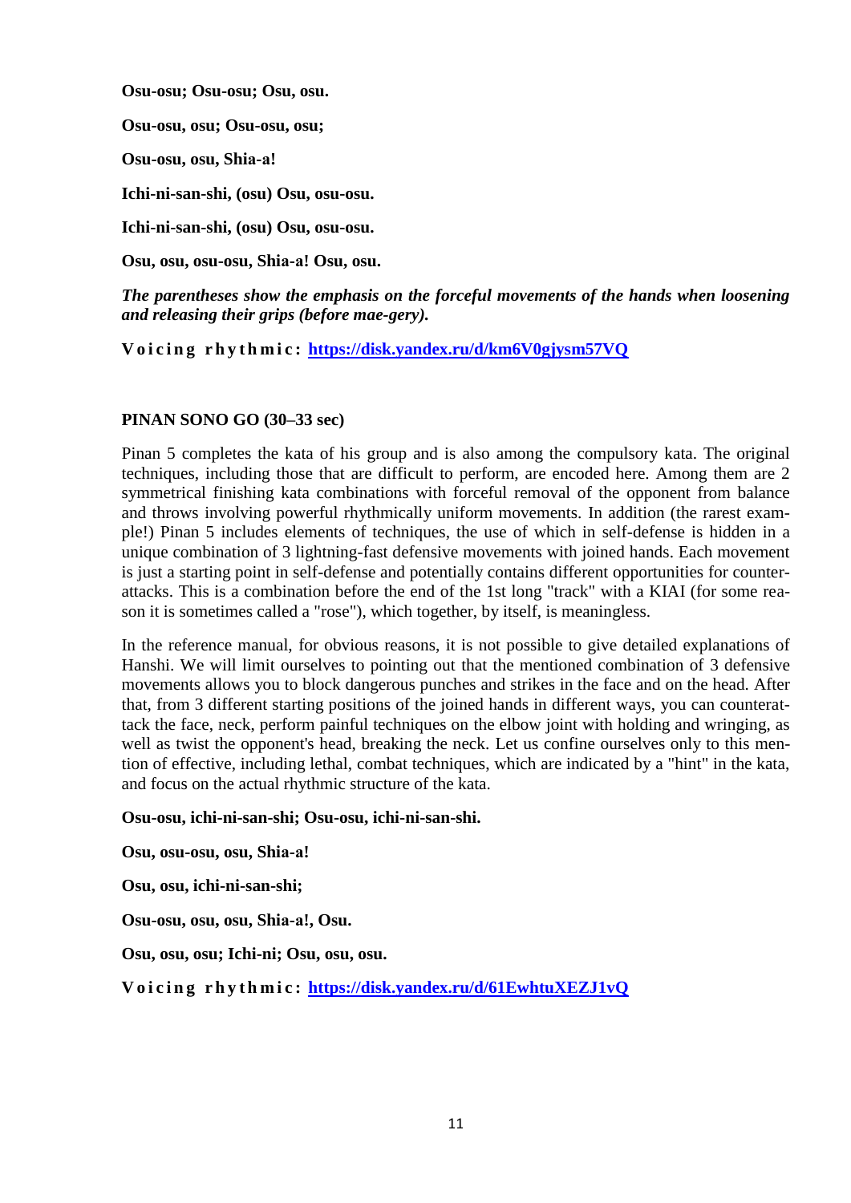**Osu-osu; Osu-osu; Osu, osu.**

**Osu-osu, osu; Osu-osu, osu;**

**Osu-osu, osu, Shia-a!**

**Ichi-ni-san-shi, (osu) Osu, osu-osu.**

**Ichi-ni-san-shi, (osu) Osu, osu-osu.**

**Osu, osu, osu-osu, Shia-a! Osu, osu.**

***The parentheses show the emphasis on the forceful movements of the hands when loosening and releasing their grips (before mae-gery).***

**Voicing rhythmic:** [https://disk.yandex.ru/d/km6V0gjysm57VQ](https://disk.yandex.ru/d/km6V0gjysm57VQ)

### PINAN SONO GO (30–33 sec)

Pinan 5 completes the kata of his group and is also among the compulsory kata. The original techniques, including those that are difficult to perform, are encoded here. Among them are 2 symmetrical finishing kata combinations with forceful removal of the opponent from balance and throws involving powerful rhythmically uniform movements. In addition (the rarest example!) Pinan 5 includes elements of techniques, the use of which in self-defense is hidden in a unique combination of 3 lightning-fast defensive movements with joined hands. Each movement is just a starting point in self-defense and potentially contains different opportunities for counterattacks. This is a combination before the end of the 1st long "track" with a KIAI (for some reason it is sometimes called a "rose"), which together, by itself, is meaningless.

In the reference manual, for obvious reasons, it is not possible to give detailed explanations of Hanshi. We will limit ourselves to pointing out that the mentioned combination of 3 defensive movements allows you to block dangerous punches and strikes in the face and on the head. After that, from 3 different starting positions of the joined hands in different ways, you can counterattack the face, neck, perform painful techniques on the elbow joint with holding and wringing, as well as twist the opponent's head, breaking the neck. Let us confine ourselves only to this mention of effective, including lethal, combat techniques, which are indicated by a "hint" in the kata, and focus on the actual rhythmic structure of the kata.

**Osu-osu, ichi-ni-san-shi; Osu-osu, ichi-ni-san-shi.**

**Osu, osu-osu, osu, Shia-a!**

**Osu, osu, ichi-ni-san-shi;**

**Osu-osu, osu, osu, Shia-a!, Osu.**

**Osu, osu, osu; Ichi-ni; Osu, osu, osu.**

**Voicing rhythmic:** [https://disk.yandex.ru/d/61EwhtuXEZJ1vQ](https://disk.yandex.ru/d/61EwhtuXEZJ1vQ)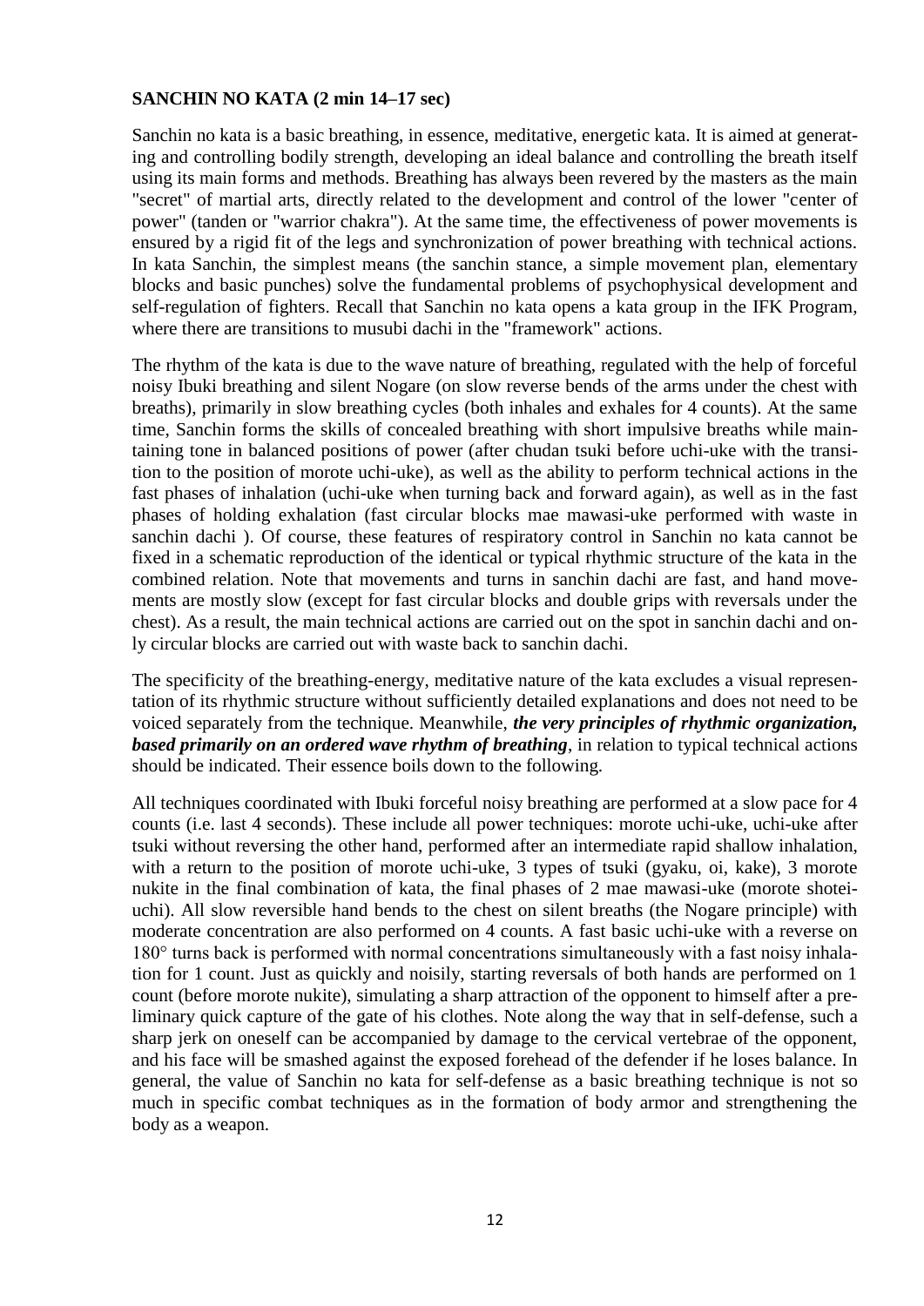**SANCHIN NO KATA (2 min 14–17 sec)**

Sanchin no kata is a basic breathing, in essence, meditative, energetic kata. It is aimed at generating and controlling bodily strength, developing an ideal balance and controlling the breath itself using its main forms and methods. Breathing has always been revered by the masters as the main "secret" of martial arts, directly related to the development and control of the lower "center of power" (tanden or "warrior chakra"). At the same time, the effectiveness of power movements is ensured by a rigid fit of the legs and synchronization of power breathing with technical actions. In kata Sanchin, the simplest means (the sanchin stance, a simple movement plan, elementary blocks and basic punches) solve the fundamental problems of psychophysical development and self-regulation of fighters. Recall that Sanchin no kata opens a kata group in the IFK Program, where there are transitions to musubi dachi in the "framework" actions.

The rhythm of the kata is due to the wave nature of breathing, regulated with the help of forceful noisy Ibuki breathing and silent Nogare (on slow reverse bends of the arms under the chest with breaths), primarily in slow breathing cycles (both inhales and exhales for 4 counts). At the same time, Sanchin forms the skills of concealed breathing with short impulsive breaths while maintaining tone in balanced positions of power (after chudan tsuki before uchi-uke with the transition to the position of morote uchi-uke), as well as the ability to perform technical actions in the fast phases of inhalation (uchi-uke when turning back and forward again), as well as in the fast phases of holding exhalation (fast circular blocks mae mawasi-uke performed with waste in sanchin dachi ). Of course, these features of respiratory control in Sanchin no kata cannot be fixed in a schematic reproduction of the identical or typical rhythmic structure of the kata in the combined relation. Note that movements and turns in sanchin dachi are fast, and hand movements are mostly slow (except for fast circular blocks and double grips with reversals under the chest). As a result, the main technical actions are carried out on the spot in sanchin dachi and only circular blocks are carried out with waste back to sanchin dachi.

The specificity of the breathing-energy, meditative nature of the kata excludes a visual representation of its rhythmic structure without sufficiently detailed explanations and does not need to be voiced separately from the technique. Meanwhile, ***the very principles of rhythmic organization, based primarily on an ordered wave rhythm of breathing***, in relation to typical technical actions should be indicated. Their essence boils down to the following.

All techniques coordinated with Ibuki forceful noisy breathing are performed at a slow pace for 4 counts (i.e. last 4 seconds). These include all power techniques: morote uchi-uke, uchi-uke after tsuki without reversing the other hand, performed after an intermediate rapid shallow inhalation, with a return to the position of morote uchi-uke, 3 types of tsuki (gyaku, oi, kake), 3 morote nukite in the final combination of kata, the final phases of 2 mae mawasi-uke (morote shotei-uchi). All slow reversible hand bends to the chest on silent breaths (the Nogare principle) with moderate concentration are also performed on 4 counts. A fast basic uchi-uke with a reverse on 180° turns back is performed with normal concentrations simultaneously with a fast noisy inhalation for 1 count. Just as quickly and noisily, starting reversals of both hands are performed on 1 count (before morote nukite), simulating a sharp attraction of the opponent to himself after a preliminary quick capture of the gate of his clothes. Note along the way that in self-defense, such a sharp jerk on oneself can be accompanied by damage to the cervical vertebrae of the opponent, and his face will be smashed against the exposed forehead of the defender if he loses balance. In general, the value of Sanchin no kata for self-defense as a basic breathing technique is not so much in specific combat techniques as in the formation of body armor and strengthening the body as a weapon.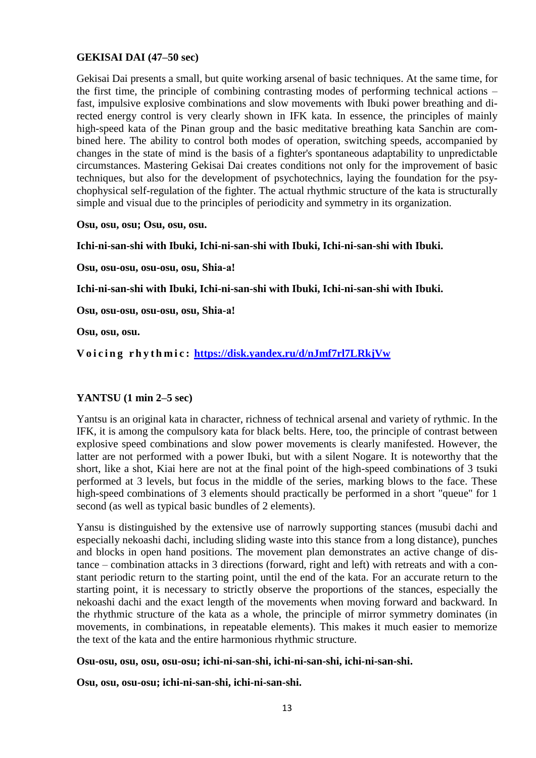**GEKISAI DAI (47–50 sec)**

Gekisai Dai presents a small, but quite working arsenal of basic techniques. At the same time, for the first time, the principle of combining contrasting modes of performing technical actions – fast, impulsive explosive combinations and slow movements with Ibuki power breathing and directed energy control is very clearly shown in IFK kata. In essence, the principles of mainly high-speed kata of the Pinan group and the basic meditative breathing kata Sanchin are combined here. The ability to control both modes of operation, switching speeds, accompanied by changes in the state of mind is the basis of a fighter's spontaneous adaptability to unpredictable circumstances. Mastering Gekisai Dai creates conditions not only for the improvement of basic techniques, but also for the development of psychotechnics, laying the foundation for the psychophysical self-regulation of the fighter. The actual rhythmic structure of the kata is structurally simple and visual due to the principles of periodicity and symmetry in its organization.

**Osu, osu, osu; Osu, osu, osu.**

**Ichi-ni-san-shi with Ibuki, Ichi-ni-san-shi with Ibuki, Ichi-ni-san-shi with Ibuki.**

**Osu, osu-osu, osu-osu, osu, Shia-a!**

**Ichi-ni-san-shi with Ibuki, Ichi-ni-san-shi with Ibuki, Ichi-ni-san-shi with Ibuki.**

**Osu, osu-osu, osu-osu, osu, Shia-a!**

**Osu, osu, osu.**

**Voicing rhythmic: https://disk.yandex.ru/d/nJmf7rl7LRkjVw**

**YANTSU (1 min 2–5 sec)**

Yantsu is an original kata in character, richness of technical arsenal and variety of rythmic. In the IFK, it is among the compulsory kata for black belts. Here, too, the principle of contrast between explosive speed combinations and slow power movements is clearly manifested. However, the latter are not performed with a power Ibuki, but with a silent Nogare. It is noteworthy that the short, like a shot, Kiai here are not at the final point of the high-speed combinations of 3 tsuki performed at 3 levels, but focus in the middle of the series, marking blows to the face. These high-speed combinations of 3 elements should practically be performed in a short "queue" for 1 second (as well as typical basic bundles of 2 elements).

Yansu is distinguished by the extensive use of narrowly supporting stances (musubi dachi and especially nekoashi dachi, including sliding waste into this stance from a long distance), punches and blocks in open hand positions. The movement plan demonstrates an active change of distance – combination attacks in 3 directions (forward, right and left) with retreats and with a constant periodic return to the starting point, until the end of the kata. For an accurate return to the starting point, it is necessary to strictly observe the proportions of the stances, especially the nekoashi dachi and the exact length of the movements when moving forward and backward. In the rhythmic structure of the kata as a whole, the principle of mirror symmetry dominates (in movements, in combinations, in repeatable elements). This makes it much easier to memorize the text of the kata and the entire harmonious rhythmic structure.

**Osu-osu, osu, osu, osu-osu; ichi-ni-san-shi, ichi-ni-san-shi, ichi-ni-san-shi.**

**Osu, osu, osu-osu; ichi-ni-san-shi, ichi-ni-san-shi.**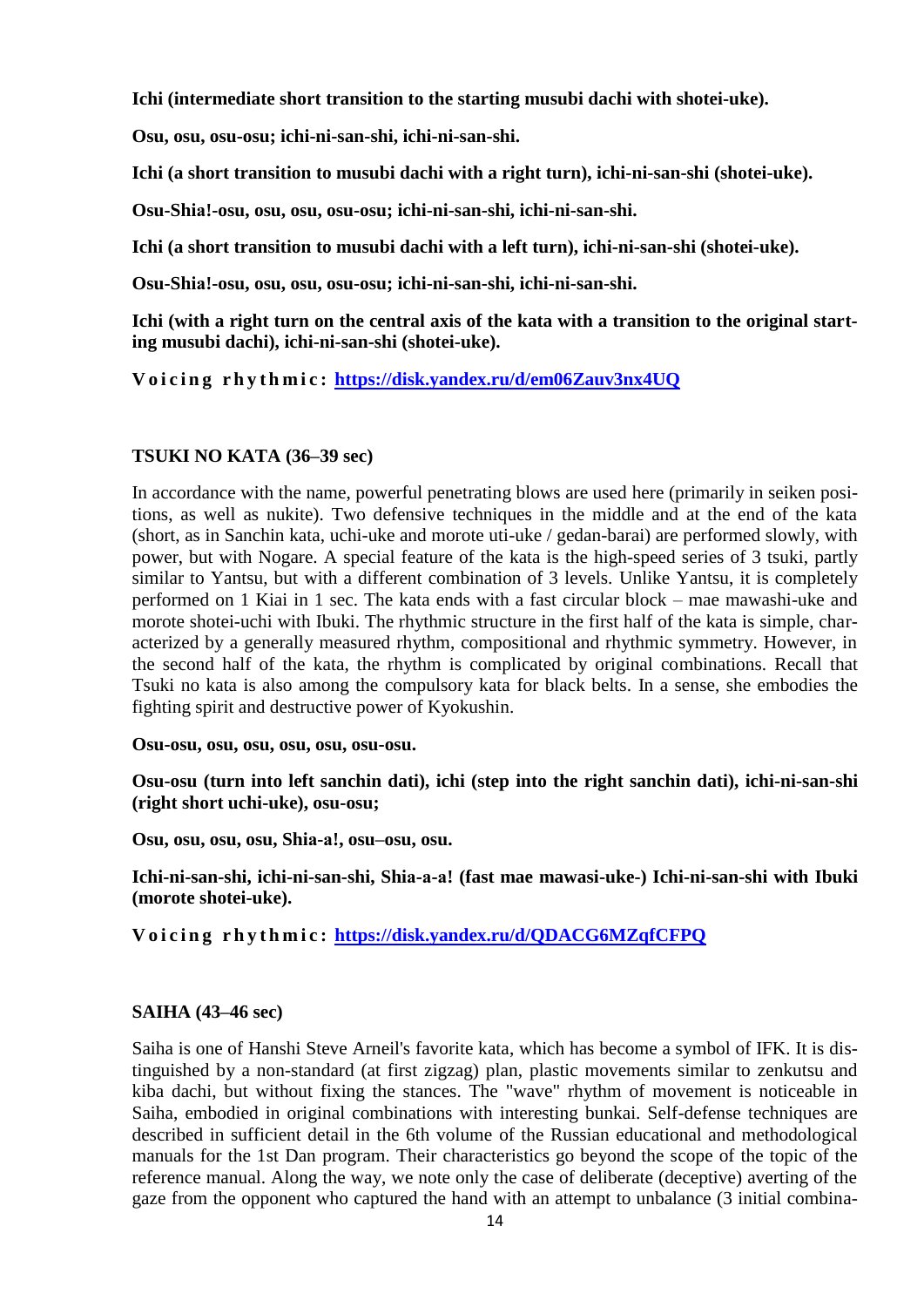**Ichi (intermediate short transition to the starting musubi dachi with shotei-uke).**

**Osu, osu, osu-osu; ichi-ni-san-shi, ichi-ni-san-shi.**

**Ichi (a short transition to musubi dachi with a right turn), ichi-ni-san-shi (shotei-uke).**

**Osu-Shia!-osu, osu, osu, osu-osu; ichi-ni-san-shi, ichi-ni-san-shi.**

**Ichi (a short transition to musubi dachi with a left turn), ichi-ni-san-shi (shotei-uke).**

**Osu-Shia!-osu, osu, osu, osu-osu; ichi-ni-san-shi, ichi-ni-san-shi.**

**Ichi (with a right turn on the central axis of the kata with a transition to the original starting musubi dachi), ichi-ni-san-shi (shotei-uke).**

**Voicing rhythmic: https://disk.yandex.ru/d/em06Zauv3nx4UQ**

### TSUKI NO KATA (36–39 sec)

In accordance with the name, powerful penetrating blows are used here (primarily in seiken positions, as well as nukite). Two defensive techniques in the middle and at the end of the kata (short, as in Sanchin kata, uchi-uke and morote uti-uke / gedan-barai) are performed slowly, with power, but with Nogare. A special feature of the kata is the high-speed series of 3 tsuki, partly similar to Yantsu, but with a different combination of 3 levels. Unlike Yantsu, it is completely performed on 1 Kiai in 1 sec. The kata ends with a fast circular block – mae mawashi-uke and morote shotei-uchi with Ibuki. The rhythmic structure in the first half of the kata is simple, characterized by a generally measured rhythm, compositional and rhythmic symmetry. However, in the second half of the kata, the rhythm is complicated by original combinations. Recall that Tsuki no kata is also among the compulsory kata for black belts. In a sense, she embodies the fighting spirit and destructive power of Kyokushin.

**Osu-osu, osu, osu, osu, osu, osu-osu.**

**Osu-osu (turn into left sanchin dati), ichi (step into the right sanchin dati), ichi-ni-san-shi (right short uchi-uke), osu-osu;**

**Osu, osu, osu, osu, Shia-a!, osu–osu, osu.**

**Ichi-ni-san-shi, ichi-ni-san-shi, Shia-a-a! (fast mae mawasi-uke-) Ichi-ni-san-shi with Ibuki (morote shotei-uke).**

**Voicing rhythmic: https://disk.yandex.ru/d/QDACG6MZqfCFPQ**

### SAIHA (43–46 sec)

Saiha is one of Hanshi Steve Arneil's favorite kata, which has become a symbol of IFK. It is distinguished by a non-standard (at first zigzag) plan, plastic movements similar to zenkutsu and kiba dachi, but without fixing the stances. The "wave" rhythm of movement is noticeable in Saiha, embodied in original combinations with interesting bunkai. Self-defense techniques are described in sufficient detail in the 6th volume of the Russian educational and methodological manuals for the 1st Dan program. Their characteristics go beyond the scope of the topic of the reference manual. Along the way, we note only the case of deliberate (deceptive) averting of the gaze from the opponent who captured the hand with an attempt to unbalance (3 initial combina-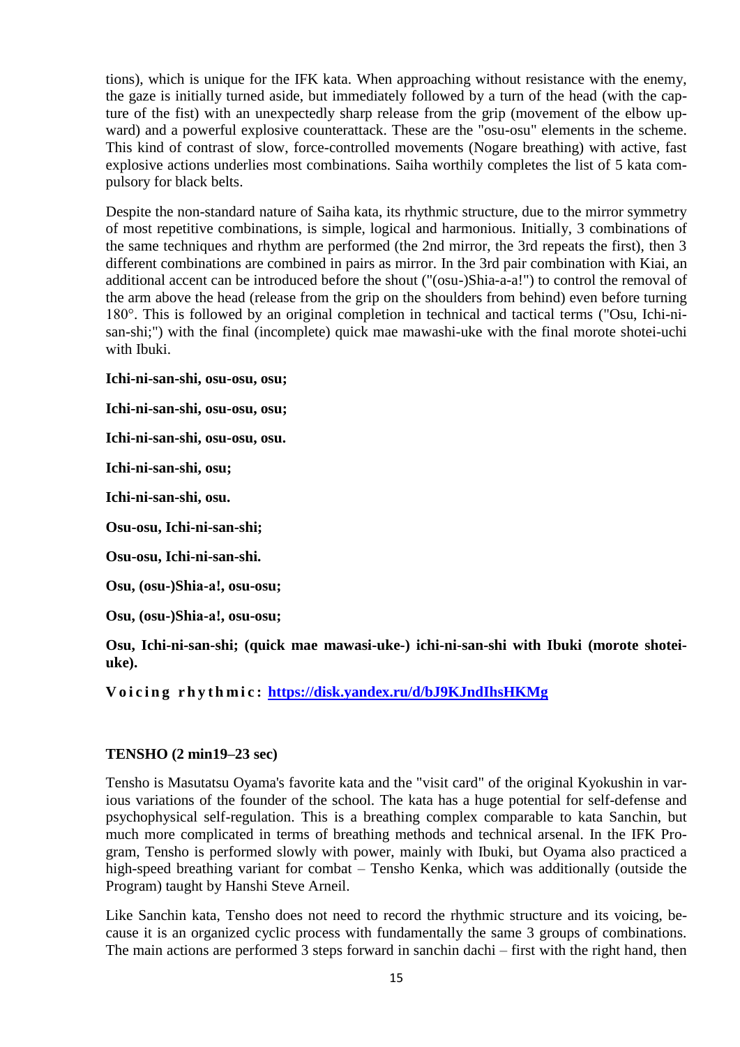tions), which is unique for the IFK kata. When approaching without resistance with the enemy, the gaze is initially turned aside, but immediately followed by a turn of the head (with the capture of the fist) with an unexpectedly sharp release from the grip (movement of the elbow upward) and a powerful explosive counterattack. These are the "osu-osu" elements in the scheme. This kind of contrast of slow, force-controlled movements (Nogare breathing) with active, fast explosive actions underlies most combinations. Saiha worthily completes the list of 5 kata compulsory for black belts.

Despite the non-standard nature of Saiha kata, its rhythmic structure, due to the mirror symmetry of most repetitive combinations, is simple, logical and harmonious. Initially, 3 combinations of the same techniques and rhythm are performed (the 2nd mirror, the 3rd repeats the first), then 3 different combinations are combined in pairs as mirror. In the 3rd pair combination with Kiai, an additional accent can be introduced before the shout ("(osu-)Shia-a-a!") to control the removal of the arm above the head (release from the grip on the shoulders from behind) even before turning 180°. This is followed by an original completion in technical and tactical terms ("Osu, Ichi-ni-san-shi;") with the final (incomplete) quick mae mawashi-uke with the final morote shotei-uchi with Ibuki.

**Ichi-ni-san-shi, osu-osu, osu;**

**Ichi-ni-san-shi, osu-osu, osu;**

**Ichi-ni-san-shi, osu-osu, osu.**

**Ichi-ni-san-shi, osu;**

**Ichi-ni-san-shi, osu.**

**Osu-osu, Ichi-ni-san-shi;**

**Osu-osu, Ichi-ni-san-shi.**

**Osu, (osu-)Shia-a!, osu-osu;**

**Osu, (osu-)Shia-a!, osu-osu;**

**Osu, Ichi-ni-san-shi; (quick mae mawasi-uke-) ichi-ni-san-shi with Ibuki (morote shotei-uke).**

**Voicing rhythmic:** [https://disk.yandex.ru/d/bJ9KJndIhsHKMg](https://disk.yandex.ru/d/bJ9KJndIhsHKMg)

### TENSHO (2 min19–23 sec)

Tensho is Masutatsu Oyama's favorite kata and the "visit card" of the original Kyokushin in various variations of the founder of the school. The kata has a huge potential for self-defense and psychophysical self-regulation. This is a breathing complex comparable to kata Sanchin, but much more complicated in terms of breathing methods and technical arsenal. In the IFK Program, Tensho is performed slowly with power, mainly with Ibuki, but Oyama also practiced a high-speed breathing variant for combat – Tensho Kenka, which was additionally (outside the Program) taught by Hanshi Steve Arneil.

Like Sanchin kata, Tensho does not need to record the rhythmic structure and its voicing, because it is an organized cyclic process with fundamentally the same 3 groups of combinations. The main actions are performed 3 steps forward in sanchin dachi – first with the right hand, then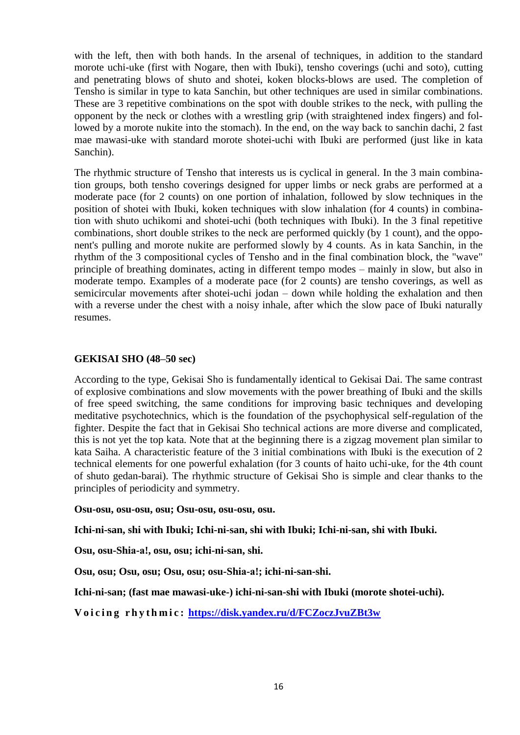with the left, then with both hands. In the arsenal of techniques, in addition to the standard morote uchi-uke (first with Nogare, then with Ibuki), tensho coverings (uchi and soto), cutting and penetrating blows of shuto and shotei, koken blocks-blows are used. The completion of Tensho is similar in type to kata Sanchin, but other techniques are used in similar combinations. These are 3 repetitive combinations on the spot with double strikes to the neck, with pulling the opponent by the neck or clothes with a wrestling grip (with straightened index fingers) and followed by a morote nukite into the stomach). In the end, on the way back to sanchin dachi, 2 fast mae mawasi-uke with standard morote shotei-uchi with Ibuki are performed (just like in kata Sanchin).

The rhythmic structure of Tensho that interests us is cyclical in general. In the 3 main combination groups, both tensho coverings designed for upper limbs or neck grabs are performed at a moderate pace (for 2 counts) on one portion of inhalation, followed by slow techniques in the position of shotei with Ibuki, koken techniques with slow inhalation (for 4 counts) in combination with shuto uchikomi and shotei-uchi (both techniques with Ibuki). In the 3 final repetitive combinations, short double strikes to the neck are performed quickly (by 1 count), and the opponent's pulling and morote nukite are performed slowly by 4 counts. As in kata Sanchin, in the rhythm of the 3 compositional cycles of Tensho and in the final combination block, the "wave" principle of breathing dominates, acting in different tempo modes – mainly in slow, but also in moderate tempo. Examples of a moderate pace (for 2 counts) are tensho coverings, as well as semicircular movements after shotei-uchi jodan – down while holding the exhalation and then with a reverse under the chest with a noisy inhale, after which the slow pace of Ibuki naturally resumes.

### GEKISAI SHO (48–50 sec)

According to the type, Gekisai Sho is fundamentally identical to Gekisai Dai. The same contrast of explosive combinations and slow movements with the power breathing of Ibuki and the skills of free speed switching, the same conditions for improving basic techniques and developing meditative psychotechnics, which is the foundation of the psychophysical self-regulation of the fighter. Despite the fact that in Gekisai Sho technical actions are more diverse and complicated, this is not yet the top kata. Note that at the beginning there is a zigzag movement plan similar to kata Saiha. A characteristic feature of the 3 initial combinations with Ibuki is the execution of 2 technical elements for one powerful exhalation (for 3 counts of haito uchi-uke, for the 4th count of shuto gedan-barai). The rhythmic structure of Gekisai Sho is simple and clear thanks to the principles of periodicity and symmetry.

**Osu-osu, osu-osu, osu; Osu-osu, osu-osu, osu.**

**Ichi-ni-san, shi with Ibuki; Ichi-ni-san, shi with Ibuki; Ichi-ni-san, shi with Ibuki.**

**Osu, osu-Shia-a!, osu, osu; ichi-ni-san, shi.**

**Osu, osu; Osu, osu; Osu, osu; osu-Shia-a!; ichi-ni-san-shi.**

**Ichi-ni-san; (fast mae mawasi-uke-) ichi-ni-san-shi with Ibuki (morote shotei-uchi).**

**Voicing rhythmic:** [https://disk.yandex.ru/d/FCZoczJvuZBt3w](https://disk.yandex.ru/d/FCZoczJvuZBt3w)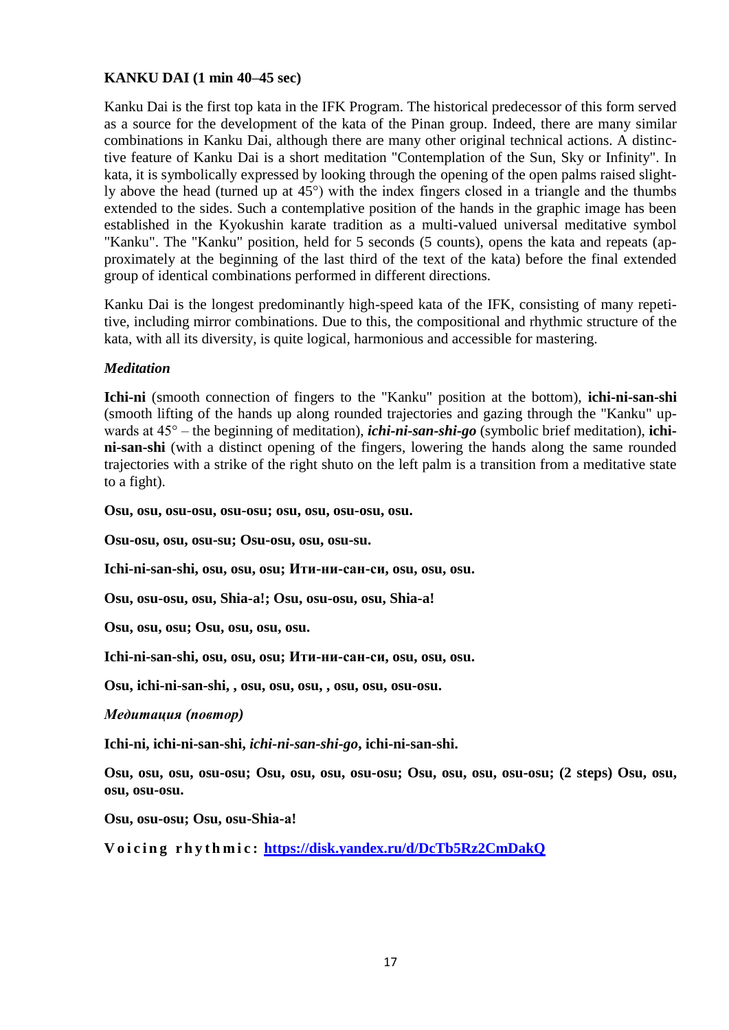**KANKU DAI (1 min 40–45 sec)**

Kanku Dai is the first top kata in the IFK Program. The historical predecessor of this form served as a source for the development of the kata of the Pinan group. Indeed, there are many similar combinations in Kanku Dai, although there are many other original technical actions. A distinctive feature of Kanku Dai is a short meditation "Contemplation of the Sun, Sky or Infinity". In kata, it is symbolically expressed by looking through the opening of the open palms raised slightly above the head (turned up at 45°) with the index fingers closed in a triangle and the thumbs extended to the sides. Such a contemplative position of the hands in the graphic image has been established in the Kyokushin karate tradition as a multi-valued universal meditative symbol "Kanku". The "Kanku" position, held for 5 seconds (5 counts), opens the kata and repeats (approximately at the beginning of the last third of the text of the kata) before the final extended group of identical combinations performed in different directions.

Kanku Dai is the longest predominantly high-speed kata of the IFK, consisting of many repetitive, including mirror combinations. Due to this, the compositional and rhythmic structure of the kata, with all its diversity, is quite logical, harmonious and accessible for mastering.

***Meditation***

**Ichi-ni** (smooth connection of fingers to the "Kanku" position at the bottom), **ichi-ni-san-shi** (smooth lifting of the hands up along rounded trajectories and gazing through the "Kanku" upwards at 45° – the beginning of meditation), ***ichi-ni-san-shi-go*** (symbolic brief meditation), **ichi-ni-san-shi** (with a distinct opening of the fingers, lowering the hands along the same rounded trajectories with a strike of the right shuto on the left palm is a transition from a meditative state to a fight).

**Osu, osu, osu-osu, osu-osu; osu, osu, osu-osu, osu.**

**Osu-osu, osu, osu-su; Osu-osu, osu, osu-su.**

**Ichi-ni-san-shi, osu, osu, osu; Ити-ни-сан-си, osu, osu, osu.**

**Osu, osu-osu, osu, Shia-a!; Osu, osu-osu, osu, Shia-a!**

**Osu, osu, osu; Osu, osu, osu, osu.**

**Ichi-ni-san-shi, osu, osu, osu; Ити-ни-сан-си, osu, osu, osu.**

**Osu, ichi-ni-san-shi, , osu, osu, osu, , osu, osu, osu-osu.**

***Медитация (повтор)***

**Ichi-ni, ichi-ni-san-shi, *ichi-ni-san-shi-go*, ichi-ni-san-shi.**

**Osu, osu, osu, osu-osu; Osu, osu, osu, osu-osu; Osu, osu, osu, osu-osu; (2 steps) Osu, osu, osu, osu-osu.**

**Osu, osu-osu; Osu, osu-Shia-a!**

**Voicing rhythmic: https://disk.yandex.ru/d/DcTb5Rz2CmDakQ**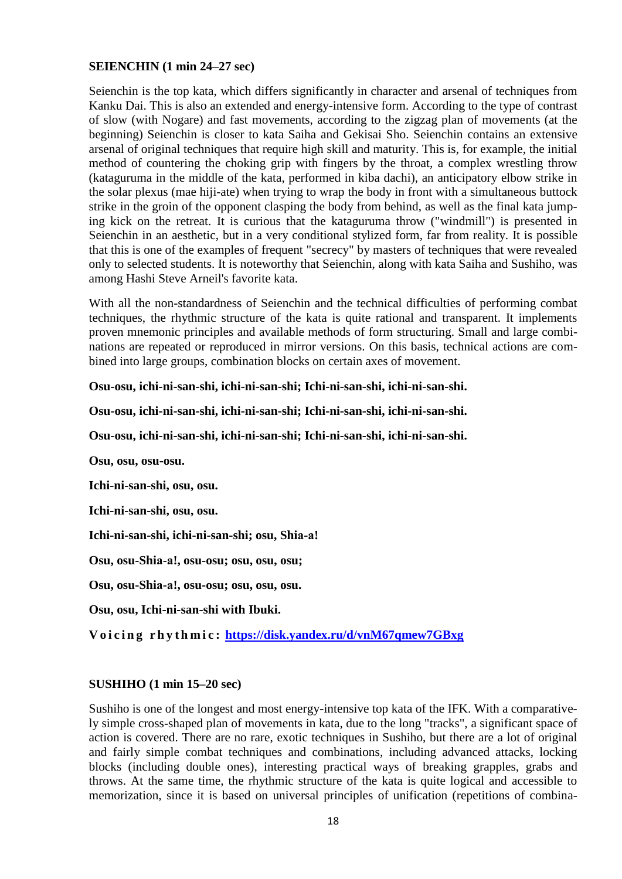**SEIENCHIN (1 min 24–27 sec)**

Seienchin is the top kata, which differs significantly in character and arsenal of techniques from Kanku Dai. This is also an extended and energy-intensive form. According to the type of contrast of slow (with Nogare) and fast movements, according to the zigzag plan of movements (at the beginning) Seienchin is closer to kata Saiha and Gekisai Sho. Seienchin contains an extensive arsenal of original techniques that require high skill and maturity. This is, for example, the initial method of countering the choking grip with fingers by the throat, a complex wrestling throw (kataguruma in the middle of the kata, performed in kiba dachi), an anticipatory elbow strike in the solar plexus (mae hiji-ate) when trying to wrap the body in front with a simultaneous buttock strike in the groin of the opponent clasping the body from behind, as well as the final kata jumping kick on the retreat. It is curious that the kataguruma throw ("windmill") is presented in Seienchin in an aesthetic, but in a very conditional stylized form, far from reality. It is possible that this is one of the examples of frequent "secrecy" by masters of techniques that were revealed only to selected students. It is noteworthy that Seienchin, along with kata Saiha and Sushiho, was among Hashi Steve Arneil's favorite kata.

With all the non-standardness of Seienchin and the technical difficulties of performing combat techniques, the rhythmic structure of the kata is quite rational and transparent. It implements proven mnemonic principles and available methods of form structuring. Small and large combinations are repeated or reproduced in mirror versions. On this basis, technical actions are combined into large groups, combination blocks on certain axes of movement.

**Osu-osu, ichi-ni-san-shi, ichi-ni-san-shi; Ichi-ni-san-shi, ichi-ni-san-shi.**

**Osu-osu, ichi-ni-san-shi, ichi-ni-san-shi; Ichi-ni-san-shi, ichi-ni-san-shi.**

**Osu-osu, ichi-ni-san-shi, ichi-ni-san-shi; Ichi-ni-san-shi, ichi-ni-san-shi.**

**Osu, osu, osu-osu.**

**Ichi-ni-san-shi, osu, osu.**

**Ichi-ni-san-shi, osu, osu.**

**Ichi-ni-san-shi, ichi-ni-san-shi; osu, Shia-a!**

**Osu, osu-Shia-a!, osu-osu; osu, osu, osu;**

**Osu, osu-Shia-a!, osu-osu; osu, osu, osu.**

**Osu, osu, Ichi-ni-san-shi with Ibuki.**

**Voicing rhythmic: https://disk.yandex.ru/d/vnM67qmew7GBxg**

**SUSHIHO (1 min 15–20 sec)**

Sushiho is one of the longest and most energy-intensive top kata of the IFK. With a comparatively simple cross-shaped plan of movements in kata, due to the long "tracks", a significant space of action is covered. There are no rare, exotic techniques in Sushiho, but there are a lot of original and fairly simple combat techniques and combinations, including advanced attacks, locking blocks (including double ones), interesting practical ways of breaking grapples, grabs and throws. At the same time, the rhythmic structure of the kata is quite logical and accessible to memorization, since it is based on universal principles of unification (repetitions of combina-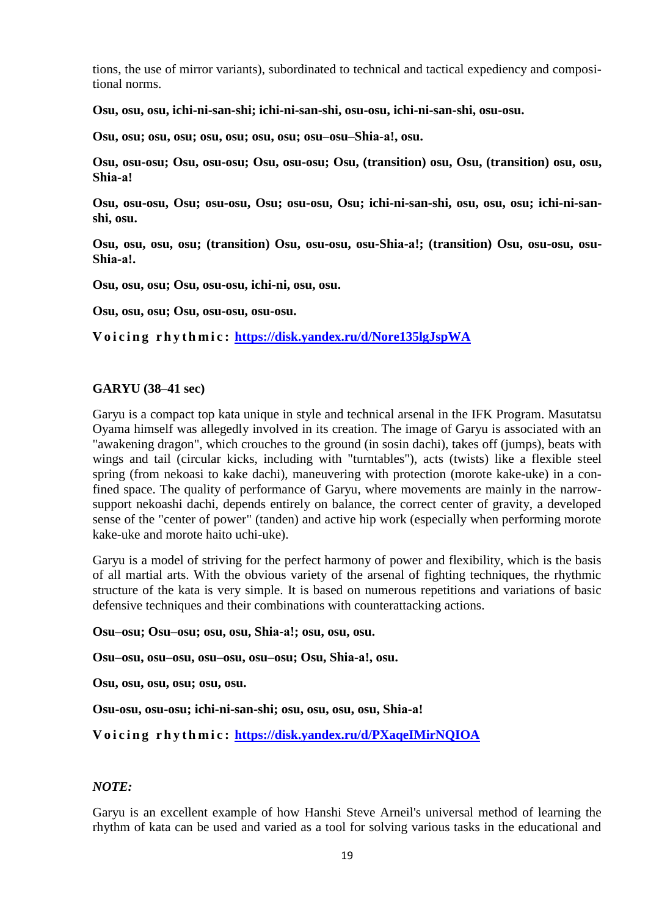tions, the use of mirror variants), subordinated to technical and tactical expediency and compositional norms.

**Osu, osu, osu, ichi-ni-san-shi; ichi-ni-san-shi, osu-osu, ichi-ni-san-shi, osu-osu.**

**Osu, osu; osu, osu; osu, osu; osu, osu; osu–osu–Shia-a!, osu.**

**Osu, osu-osu; Osu, osu-osu; Osu, osu-osu; Osu, (transition) osu, Osu, (transition) osu, osu, Shia-a!**

**Osu, osu-osu, Osu; osu-osu, Osu; osu-osu, Osu; ichi-ni-san-shi, osu, osu, osu; ichi-ni-san-shi, osu.**

**Osu, osu, osu, osu; (transition) Osu, osu-osu, osu-Shia-a!; (transition) Osu, osu-osu, osu-Shia-a!.**

**Osu, osu, osu; Osu, osu-osu, ichi-ni, osu, osu.**

**Osu, osu, osu; Osu, osu-osu, osu-osu.**

**Voicing rhythmic: [https://disk.yandex.ru/d/Nore135lgJspWA](https://disk.yandex.ru/d/Nore135lgJspWA)**

## GARYU (38–41 sec)

Garyu is a compact top kata unique in style and technical arsenal in the IFK Program. Masutatsu Oyama himself was allegedly involved in its creation. The image of Garyu is associated with an "awakening dragon", which crouches to the ground (in sosin dachi), takes off (jumps), beats with wings and tail (circular kicks, including with "turntables"), acts (twists) like a flexible steel spring (from nekoasi to kake dachi), maneuvering with protection (morote kake-uke) in a confined space. The quality of performance of Garyu, where movements are mainly in the narrow-support nekoashi dachi, depends entirely on balance, the correct center of gravity, a developed sense of the "center of power" (tanden) and active hip work (especially when performing morote kake-uke and morote haito uchi-uke).

Garyu is a model of striving for the perfect harmony of power and flexibility, which is the basis of all martial arts. With the obvious variety of the arsenal of fighting techniques, the rhythmic structure of the kata is very simple. It is based on numerous repetitions and variations of basic defensive techniques and their combinations with counterattacking actions.

**Osu–osu; Osu–osu; osu, osu, Shia-a!; osu, osu, osu.**

**Osu–osu, osu–osu, osu–osu, osu–osu; Osu, Shia-a!, osu.**

**Osu, osu, osu, osu; osu, osu.**

**Osu-osu, osu-osu; ichi-ni-san-shi; osu, osu, osu, osu, Shia-a!**

**Voicing rhythmic: [https://disk.yandex.ru/d/PXaqeIMirNQIOA](https://disk.yandex.ru/d/PXaqeIMirNQIOA)**

***NOTE:***

Garyu is an excellent example of how Hanshi Steve Arneil's universal method of learning the rhythm of kata can be used and varied as a tool for solving various tasks in the educational and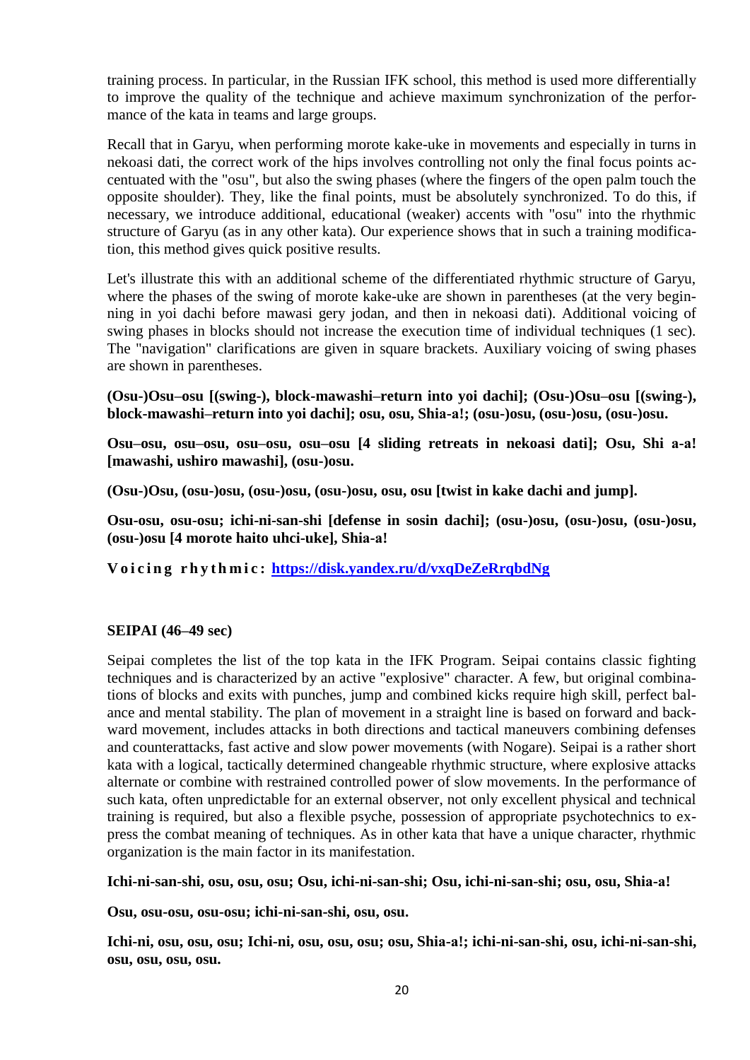training process. In particular, in the Russian IFK school, this method is used more differentially to improve the quality of the technique and achieve maximum synchronization of the performance of the kata in teams and large groups.

Recall that in Garyu, when performing morote kake-uke in movements and especially in turns in nekoasi dati, the correct work of the hips involves controlling not only the final focus points accentuated with the "osu", but also the swing phases (where the fingers of the open palm touch the opposite shoulder). They, like the final points, must be absolutely synchronized. To do this, if necessary, we introduce additional, educational (weaker) accents with "osu" into the rhythmic structure of Garyu (as in any other kata). Our experience shows that in such a training modification, this method gives quick positive results.

Let's illustrate this with an additional scheme of the differentiated rhythmic structure of Garyu, where the phases of the swing of morote kake-uke are shown in parentheses (at the very beginning in yoi dachi before mawasi gery jodan, and then in nekoasi dati). Additional voicing of swing phases in blocks should not increase the execution time of individual techniques (1 sec). The "navigation" clarifications are given in square brackets. Auxiliary voicing of swing phases are shown in parentheses.

**(Osu-)Osu–osu [(swing-), block-mawashi–return into yoi dachi]; (Osu-)Osu–osu [(swing-), block-mawashi–return into yoi dachi]; osu, osu, Shia-a!; (osu-)osu, (osu-)osu, (osu-)osu.**

**Osu–osu, osu–osu, osu–osu, osu–osu [4 sliding retreats in nekoasi dati]; Osu, Shi a-a! [mawashi, ushiro mawashi], (osu-)osu.**

**(Osu-)Osu, (osu-)osu, (osu-)osu, (osu-)osu, osu, osu [twist in kake dachi and jump].**

**Osu-osu, osu-osu; ichi-ni-san-shi [defense in sosin dachi]; (osu-)osu, (osu-)osu, (osu-)osu, (osu-)osu [4 morote haito uhci-uke], Shia-a!**

**Voicing rhythmic: https://disk.yandex.ru/d/vxqDeZeRrqbdNg**

**SEIPAI (46–49 sec)**

Seipai completes the list of the top kata in the IFK Program. Seipai contains classic fighting techniques and is characterized by an active "explosive" character. A few, but original combinations of blocks and exits with punches, jump and combined kicks require high skill, perfect balance and mental stability. The plan of movement in a straight line is based on forward and backward movement, includes attacks in both directions and tactical maneuvers combining defenses and counterattacks, fast active and slow power movements (with Nogare). Seipai is a rather short kata with a logical, tactically determined changeable rhythmic structure, where explosive attacks alternate or combine with restrained controlled power of slow movements. In the performance of such kata, often unpredictable for an external observer, not only excellent physical and technical training is required, but also a flexible psyche, possession of appropriate psychotechnics to express the combat meaning of techniques. As in other kata that have a unique character, rhythmic organization is the main factor in its manifestation.

**Ichi-ni-san-shi, osu, osu, osu; Osu, ichi-ni-san-shi; Osu, ichi-ni-san-shi; osu, osu, Shia-a!**

**Osu, osu-osu, osu-osu; ichi-ni-san-shi, osu, osu.**

**Ichi-ni, osu, osu, osu; Ichi-ni, osu, osu, osu; osu, Shia-a!; ichi-ni-san-shi, osu, ichi-ni-san-shi, osu, osu, osu, osu.**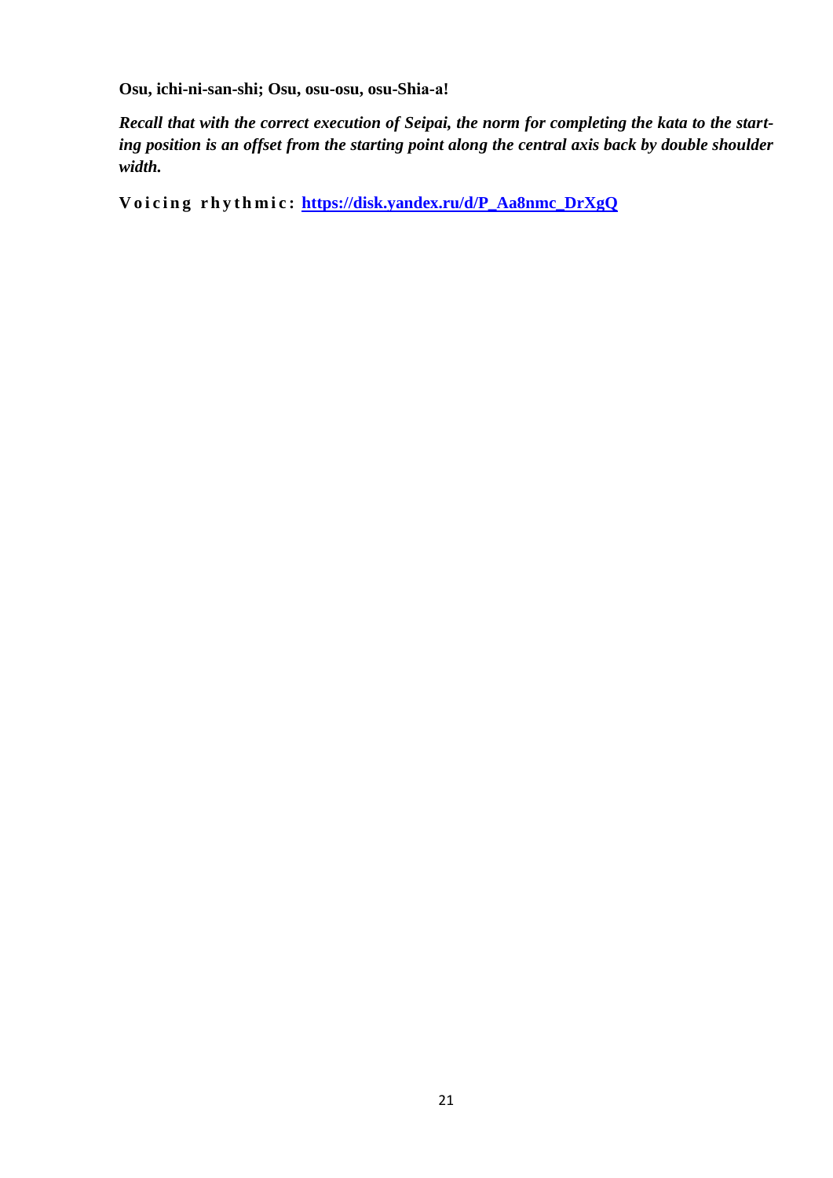**Osu, ichi-ni-san-shi; Osu, osu-osu, osu-Shia-a!**

***Recall that with the correct execution of Seipai, the norm for completing the kata to the starting position is an offset from the starting point along the central axis back by double shoulder width.***

**Voicing rhythmic: [https://disk.yandex.ru/d/P_Aa8nmc_DrXgQ](https://disk.yandex.ru/d/P_Aa8nmc_DrXgQ)**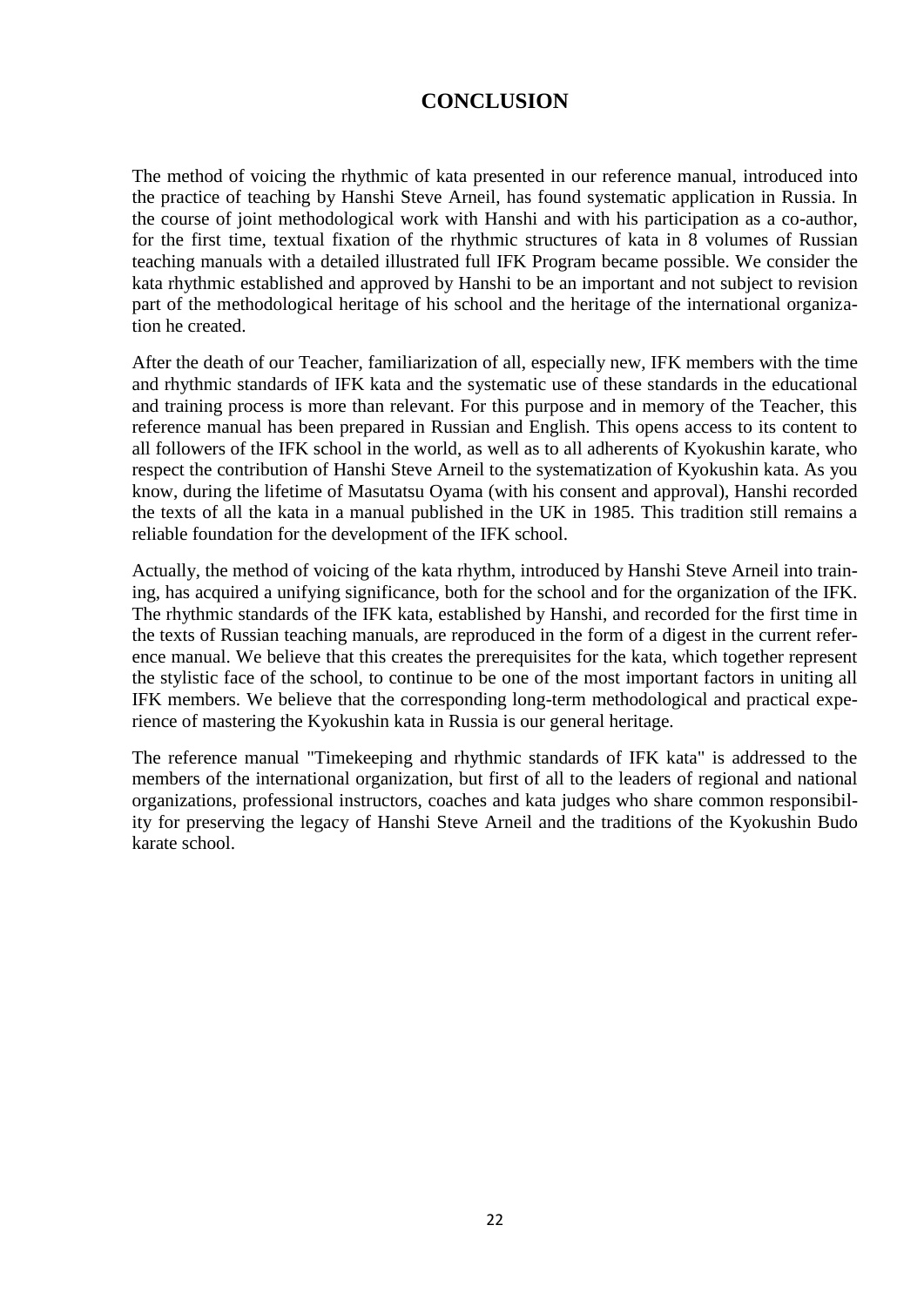# CONCLUSION

The method of voicing the rhythmic of kata presented in our reference manual, introduced into the practice of teaching by Hanshi Steve Arneil, has found systematic application in Russia. In the course of joint methodological work with Hanshi and with his participation as a co-author, for the first time, textual fixation of the rhythmic structures of kata in 8 volumes of Russian teaching manuals with a detailed illustrated full IFK Program became possible. We consider the kata rhythmic established and approved by Hanshi to be an important and not subject to revision part of the methodological heritage of his school and the heritage of the international organization he created.

After the death of our Teacher, familiarization of all, especially new, IFK members with the time and rhythmic standards of IFK kata and the systematic use of these standards in the educational and training process is more than relevant. For this purpose and in memory of the Teacher, this reference manual has been prepared in Russian and English. This opens access to its content to all followers of the IFK school in the world, as well as to all adherents of Kyokushin karate, who respect the contribution of Hanshi Steve Arneil to the systematization of Kyokushin kata. As you know, during the lifetime of Masutatsu Oyama (with his consent and approval), Hanshi recorded the texts of all the kata in a manual published in the UK in 1985. This tradition still remains a reliable foundation for the development of the IFK school.

Actually, the method of voicing of the kata rhythm, introduced by Hanshi Steve Arneil into training, has acquired a unifying significance, both for the school and for the organization of the IFK. The rhythmic standards of the IFK kata, established by Hanshi, and recorded for the first time in the texts of Russian teaching manuals, are reproduced in the form of a digest in the current reference manual. We believe that this creates the prerequisites for the kata, which together represent the stylistic face of the school, to continue to be one of the most important factors in uniting all IFK members. We believe that the corresponding long-term methodological and practical experience of mastering the Kyokushin kata in Russia is our general heritage.

The reference manual "Timekeeping and rhythmic standards of IFK kata" is addressed to the members of the international organization, but first of all to the leaders of regional and national organizations, professional instructors, coaches and kata judges who share common responsibility for preserving the legacy of Hanshi Steve Arneil and the traditions of the Kyokushin Budo karate school.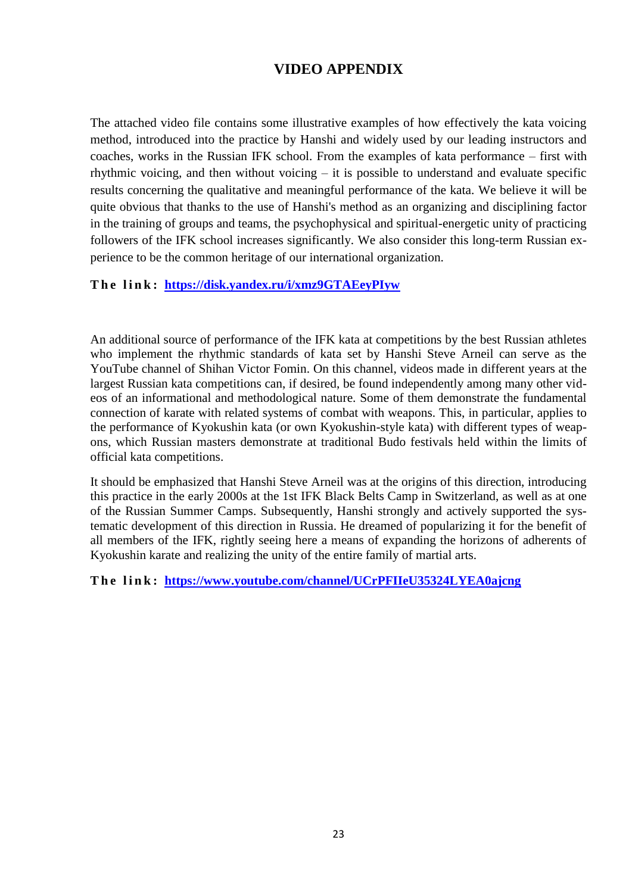# VIDEO APPENDIX

The attached video file contains some illustrative examples of how effectively the kata voicing method, introduced into the practice by Hanshi and widely used by our leading instructors and coaches, works in the Russian IFK school. From the examples of kata performance – first with rhythmic voicing, and then without voicing – it is possible to understand and evaluate specific results concerning the qualitative and meaningful performance of the kata. We believe it will be quite obvious that thanks to the use of Hanshi's method as an organizing and disciplining factor in the training of groups and teams, the psychophysical and spiritual-energetic unity of practicing followers of the IFK school increases significantly. We also consider this long-term Russian experience to be the common heritage of our international organization.

**The link:** **https://disk.yandex.ru/i/xmz9GTAEeyPIyw**

An additional source of performance of the IFK kata at competitions by the best Russian athletes who implement the rhythmic standards of kata set by Hanshi Steve Arneil can serve as the YouTube channel of Shihan Victor Fomin. On this channel, videos made in different years at the largest Russian kata competitions can, if desired, be found independently among many other videos of an informational and methodological nature. Some of them demonstrate the fundamental connection of karate with related systems of combat with weapons. This, in particular, applies to the performance of Kyokushin kata (or own Kyokushin-style kata) with different types of weapons, which Russian masters demonstrate at traditional Budo festivals held within the limits of official kata competitions.

It should be emphasized that Hanshi Steve Arneil was at the origins of this direction, introducing this practice in the early 2000s at the 1st IFK Black Belts Camp in Switzerland, as well as at one of the Russian Summer Camps. Subsequently, Hanshi strongly and actively supported the systematic development of this direction in Russia. He dreamed of popularizing it for the benefit of all members of the IFK, rightly seeing here a means of expanding the horizons of adherents of Kyokushin karate and realizing the unity of the entire family of martial arts.

**The link:** **https://www.youtube.com/channel/UCrPFIIeU35324LYEA0ajcng**